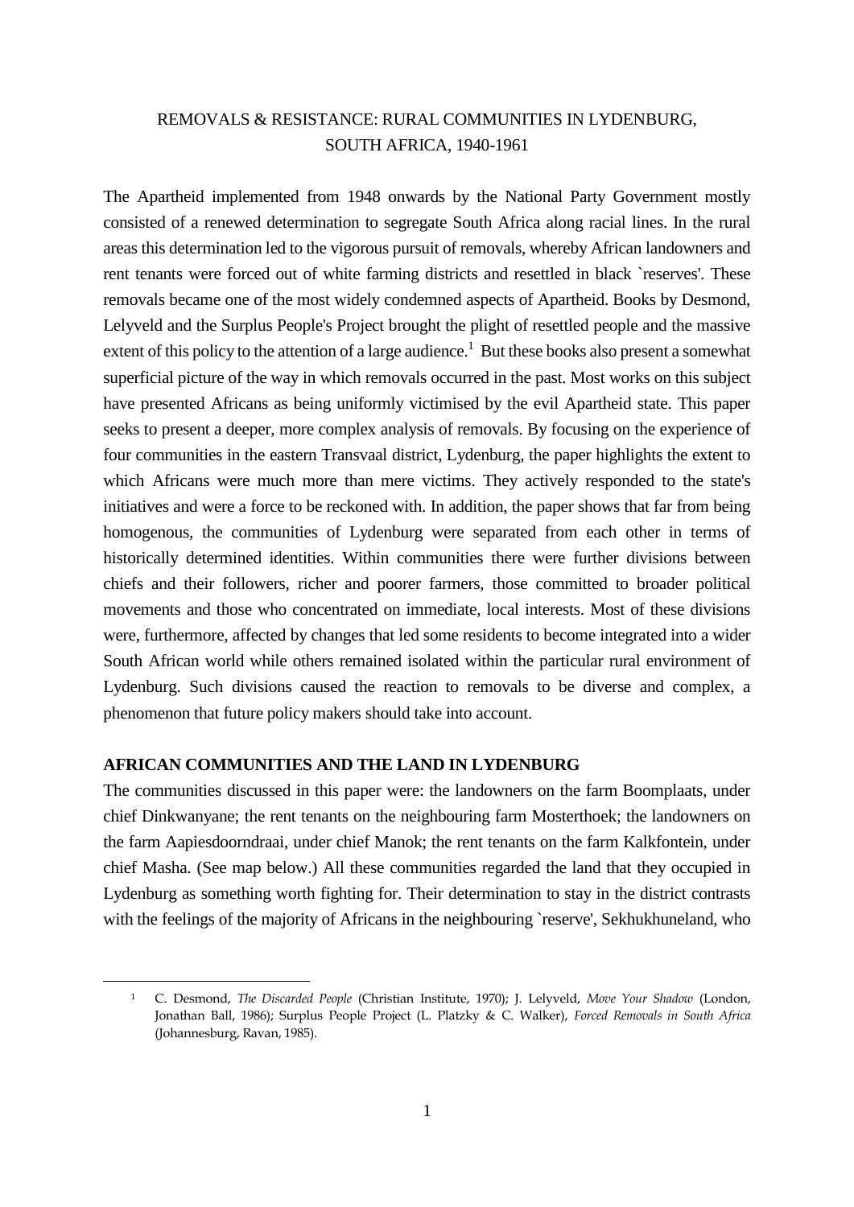# REMOVALS & RESISTANCE: RURAL COMMUNITIES IN LYDENBURG, SOUTH AFRICA, 1940-1961

The Apartheid implemented from 1948 onwards by the National Party Government mostly consisted of a renewed determination to segregate South Africa along racial lines. In the rural areas this determination led to the vigorous pursuit of removals, whereby African landowners and rent tenants were forced out of white farming districts and resettled in black `reserves'. These removals became one of the most widely condemned aspects of Apartheid. Books by Desmond, Lelyveld and the Surplus People's Project brought the plight of resettled people and the massive extent of this policy to the attention of a large audience.[1] But these books also present a somewhat superficial picture of the way in which removals occurred in the past. Most works on this subject have presented Africans as being uniformly victimised by the evil Apartheid state. This paper seeks to present a deeper, more complex analysis of removals. By focusing on the experience of four communities in the eastern Transvaal district, Lydenburg, the paper highlights the extent to which Africans were much more than mere victims. They actively responded to the state's initiatives and were a force to be reckoned with. In addition, the paper shows that far from being homogenous, the communities of Lydenburg were separated from each other in terms of historically determined identities. Within communities there were further divisions between chiefs and their followers, richer and poorer farmers, those committed to broader political movements and those who concentrated on immediate, local interests. Most of these divisions were, furthermore, affected by changes that led some residents to become integrated into a wider South African world while others remained isolated within the particular rural environment of Lydenburg. Such divisions caused the reaction to removals to be diverse and complex, a phenomenon that future policy makers should take into account.

## AFRICAN COMMUNITIES AND THE LAND IN LYDENBURG

The communities discussed in this paper were: the landowners on the farm Boomplaats, under chief Dinkwanyane; the rent tenants on the neighbouring farm Mosterthoek; the landowners on the farm Aapiesdoorndraai, under chief Manok; the rent tenants on the farm Kalkfontein, under chief Masha. (See map below.) All these communities regarded the land that they occupied in Lydenburg as something worth fighting for. Their determination to stay in the district contrasts with the feelings of the majority of Africans in the neighbouring `reserve', Sekhukhuneland, who

---

[1] C. Desmond, *The Discarded People* (Christian Institute, 1970); J. Lelyveld, *Move Your Shadow* (London, Jonathan Ball, 1986); Surplus People Project (L. Platzky & C. Walker), *Forced Removals in South Africa* (Johannesburg, Ravan, 1985).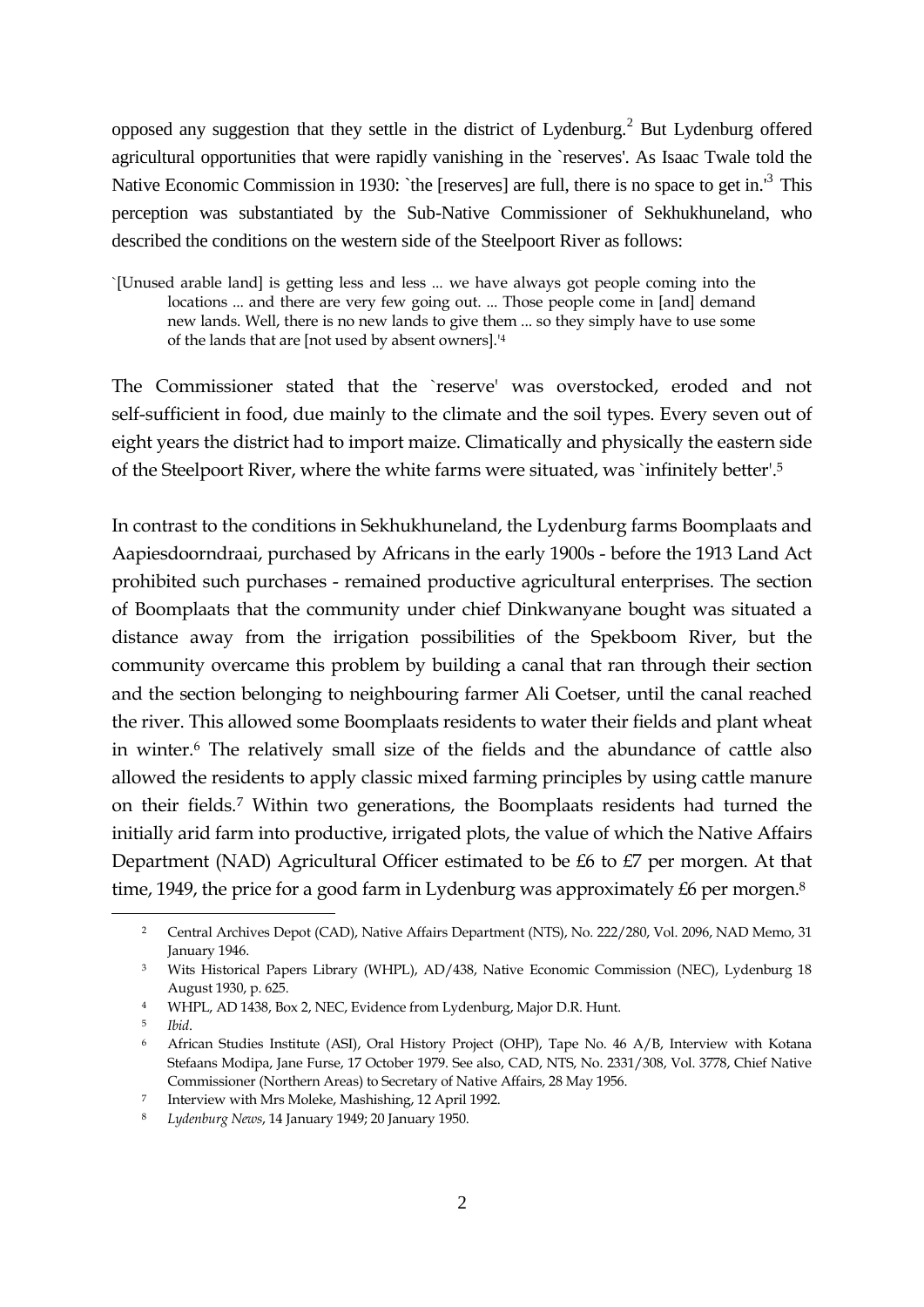opposed any suggestion that they settle in the district of Lydenburg.[2] But Lydenburg offered agricultural opportunities that were rapidly vanishing in the `reserves'. As Isaac Twale told the Native Economic Commission in 1930: `the [reserves] are full, there is no space to get in.'[3] This perception was substantiated by the Sub-Native Commissioner of Sekhukhuneland, who described the conditions on the western side of the Steelpoort River as follows:

> `[Unused arable land] is getting less and less ... we have always got people coming into the locations ... and there are very few going out. ... Those people come in [and] demand new lands. Well, there is no new lands to give them ... so they simply have to use some of the lands that are [not used by absent owners].'[4]

The Commissioner stated that the `reserve' was overstocked, eroded and not self-sufficient in food, due mainly to the climate and the soil types. Every seven out of eight years the district had to import maize. Climatically and physically the eastern side of the Steelpoort River, where the white farms were situated, was `infinitely better'.[5]

In contrast to the conditions in Sekhukhuneland, the Lydenburg farms Boomplaats and Aapiesdoorndraai, purchased by Africans in the early 1900s - before the 1913 Land Act prohibited such purchases - remained productive agricultural enterprises. The section of Boomplaats that the community under chief Dinkwanyane bought was situated a distance away from the irrigation possibilities of the Spekboom River, but the community overcame this problem by building a canal that ran through their section and the section belonging to neighbouring farmer Ali Coetser, until the canal reached the river. This allowed some Boomplaats residents to water their fields and plant wheat in winter.[6] The relatively small size of the fields and the abundance of cattle also allowed the residents to apply classic mixed farming principles by using cattle manure on their fields.[7] Within two generations, the Boomplaats residents had turned the initially arid farm into productive, irrigated plots, the value of which the Native Affairs Department (NAD) Agricultural Officer estimated to be £6 to £7 per morgen. At that time, 1949, the price for a good farm in Lydenburg was approximately £6 per morgen.[8]

---

[2] Central Archives Depot (CAD), Native Affairs Department (NTS), No. 222/280, Vol. 2096, NAD Memo, 31 January 1946.

[3] Wits Historical Papers Library (WHPL), AD/438, Native Economic Commission (NEC), Lydenburg 18 August 1930, p. 625.

[4] WHPL, AD 1438, Box 2, NEC, Evidence from Lydenburg, Major D.R. Hunt.

[5] *Ibid*.

[6] African Studies Institute (ASI), Oral History Project (OHP), Tape No. 46 A/B, Interview with Kotana Stefaans Modipa, Jane Furse, 17 October 1979. See also, CAD, NTS, No. 2331/308, Vol. 3778, Chief Native Commissioner (Northern Areas) to Secretary of Native Affairs, 28 May 1956.

[7] Interview with Mrs Moleke, Mashishing, 12 April 1992.

[8] *Lydenburg News*, 14 January 1949; 20 January 1950.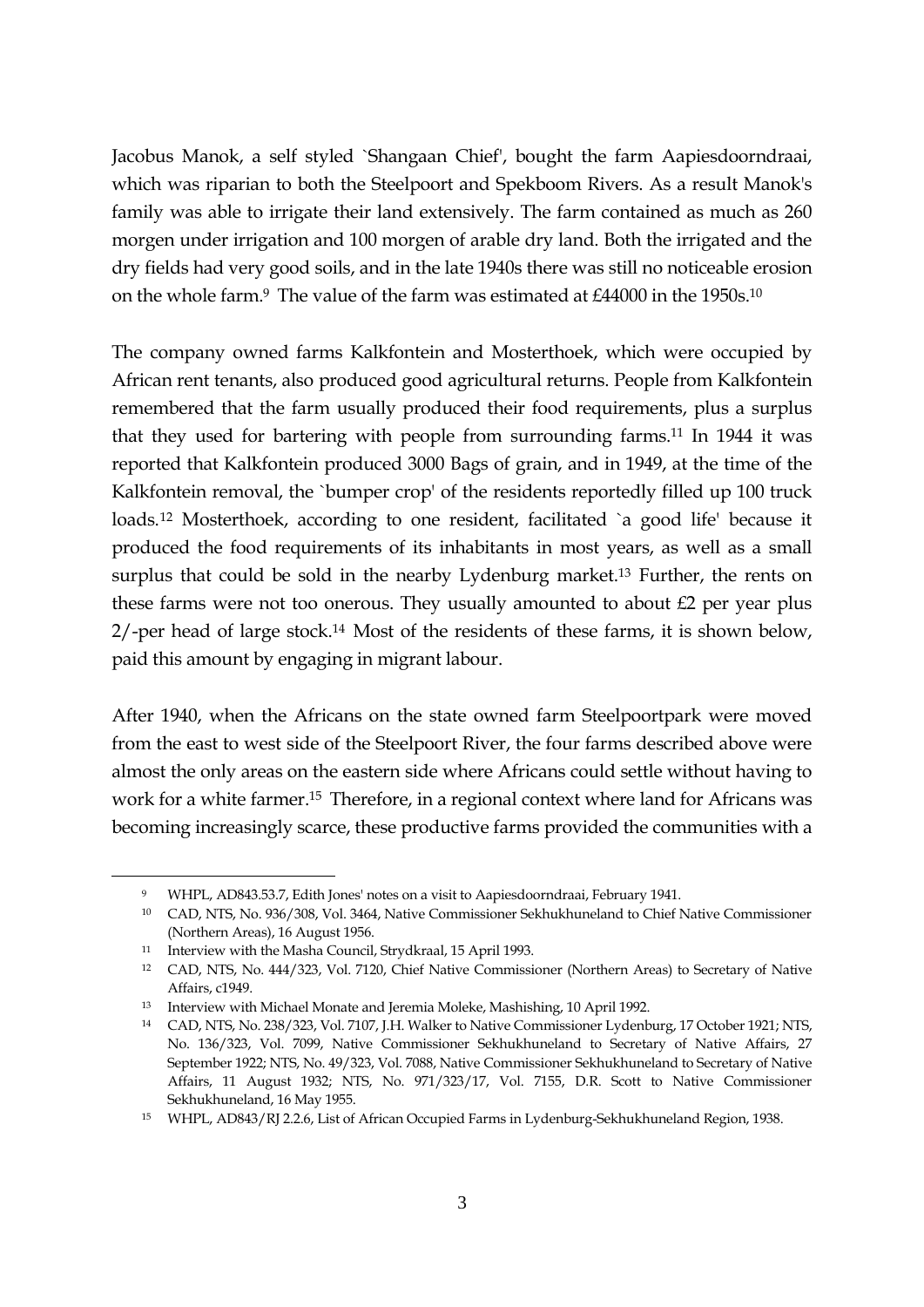Jacobus Manok, a self styled `Shangaan Chief', bought the farm Aapiesdoorndraai, which was riparian to both the Steelpoort and Spekboom Rivers. As a result Manok's family was able to irrigate their land extensively. The farm contained as much as 260 morgen under irrigation and 100 morgen of arable dry land. Both the irrigated and the dry fields had very good soils, and in the late 1940s there was still no noticeable erosion on the whole farm.[9] The value of the farm was estimated at £44000 in the 1950s.[10]

The company owned farms Kalkfontein and Mosterthoek, which were occupied by African rent tenants, also produced good agricultural returns. People from Kalkfontein remembered that the farm usually produced their food requirements, plus a surplus that they used for bartering with people from surrounding farms.[11] In 1944 it was reported that Kalkfontein produced 3000 Bags of grain, and in 1949, at the time of the Kalkfontein removal, the `bumper crop' of the residents reportedly filled up 100 truck loads.[12] Mosterthoek, according to one resident, facilitated `a good life' because it produced the food requirements of its inhabitants in most years, as well as a small surplus that could be sold in the nearby Lydenburg market.[13] Further, the rents on these farms were not too onerous. They usually amounted to about £2 per year plus 2/-per head of large stock.[14] Most of the residents of these farms, it is shown below, paid this amount by engaging in migrant labour.

After 1940, when the Africans on the state owned farm Steelpoortpark were moved from the east to west side of the Steelpoort River, the four farms described above were almost the only areas on the eastern side where Africans could settle without having to work for a white farmer.[15] Therefore, in a regional context where land for Africans was becoming increasingly scarce, these productive farms provided the communities with a

---

[9] WHPL, AD843.53.7, Edith Jones' notes on a visit to Aapiesdoorndraai, February 1941.

[10] CAD, NTS, No. 936/308, Vol. 3464, Native Commissioner Sekhukhuneland to Chief Native Commissioner (Northern Areas), 16 August 1956.

[11] Interview with the Masha Council, Strydkraal, 15 April 1993.

[12] CAD, NTS, No. 444/323, Vol. 7120, Chief Native Commissioner (Northern Areas) to Secretary of Native Affairs, c1949.

[13] Interview with Michael Monate and Jeremia Moleke, Mashishing, 10 April 1992.

[14] CAD, NTS, No. 238/323, Vol. 7107, J.H. Walker to Native Commissioner Lydenburg, 17 October 1921; NTS, No. 136/323, Vol. 7099, Native Commissioner Sekhukhuneland to Secretary of Native Affairs, 27 September 1922; NTS, No. 49/323, Vol. 7088, Native Commissioner Sekhukhuneland to Secretary of Native Affairs, 11 August 1932; NTS, No. 971/323/17, Vol. 7155, D.R. Scott to Native Commissioner Sekhukhuneland, 16 May 1955.

[15] WHPL, AD843/RJ 2.2.6, List of African Occupied Farms in Lydenburg-Sekhukhuneland Region, 1938.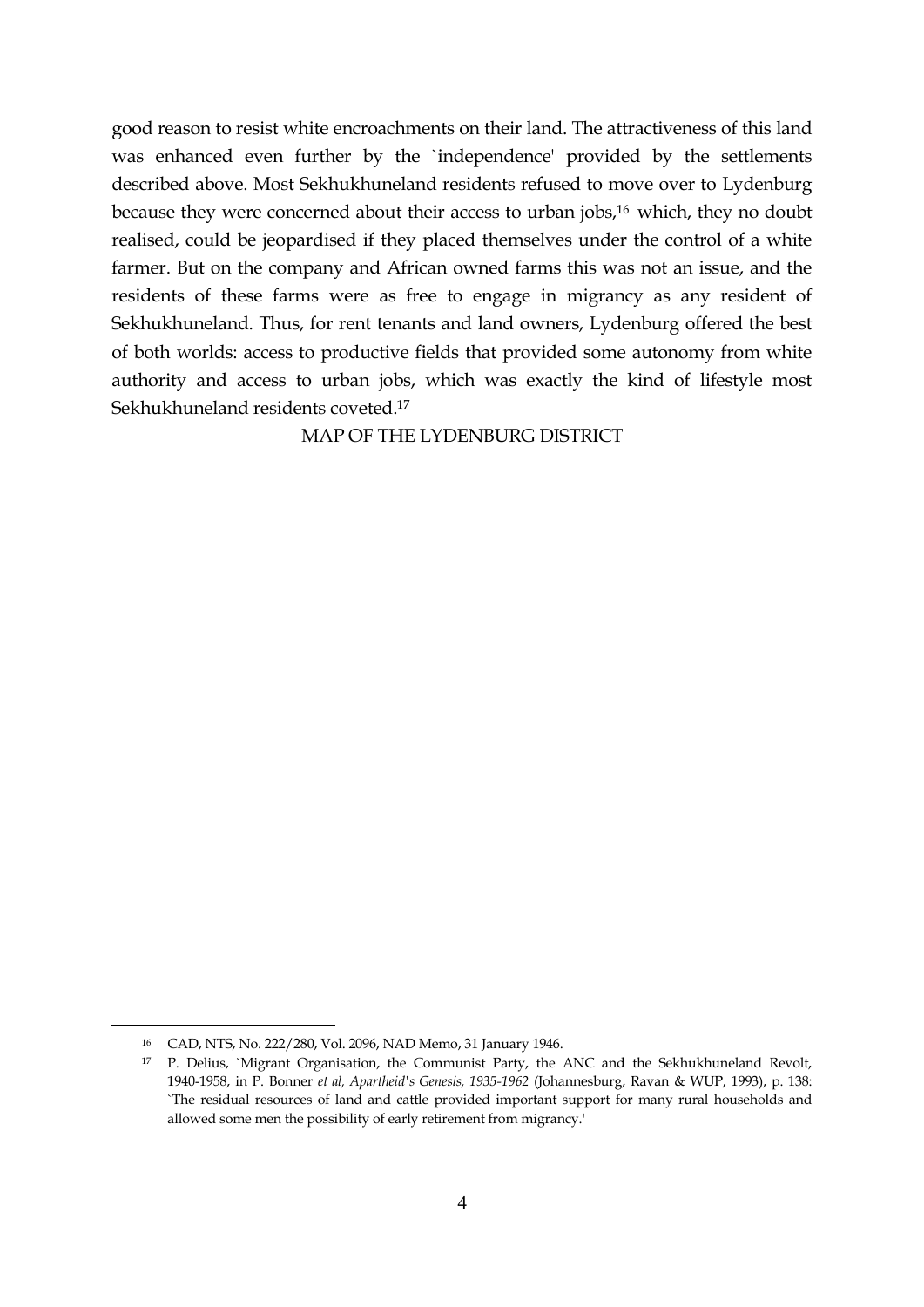good reason to resist white encroachments on their land. The attractiveness of this land was enhanced even further by the `independence' provided by the settlements described above. Most Sekhukhuneland residents refused to move over to Lydenburg because they were concerned about their access to urban jobs,[16] which, they no doubt realised, could be jeopardised if they placed themselves under the control of a white farmer. But on the company and African owned farms this was not an issue, and the residents of these farms were as free to engage in migrancy as any resident of Sekhukhuneland. Thus, for rent tenants and land owners, Lydenburg offered the best of both worlds: access to productive fields that provided some autonomy from white authority and access to urban jobs, which was exactly the kind of lifestyle most Sekhukhuneland residents coveted.[17]

MAP OF THE LYDENBURG DISTRICT

---

[16] CAD, NTS, No. 222/280, Vol. 2096, NAD Memo, 31 January 1946.

[17] P. Delius, `Migrant Organisation, the Communist Party, the ANC and the Sekhukhuneland Revolt, 1940-1958, in P. Bonner *et al, Apartheid's Genesis, 1935-1962* (Johannesburg, Ravan & WUP, 1993), p. 138: `The residual resources of land and cattle provided important support for many rural households and allowed some men the possibility of early retirement from migrancy.'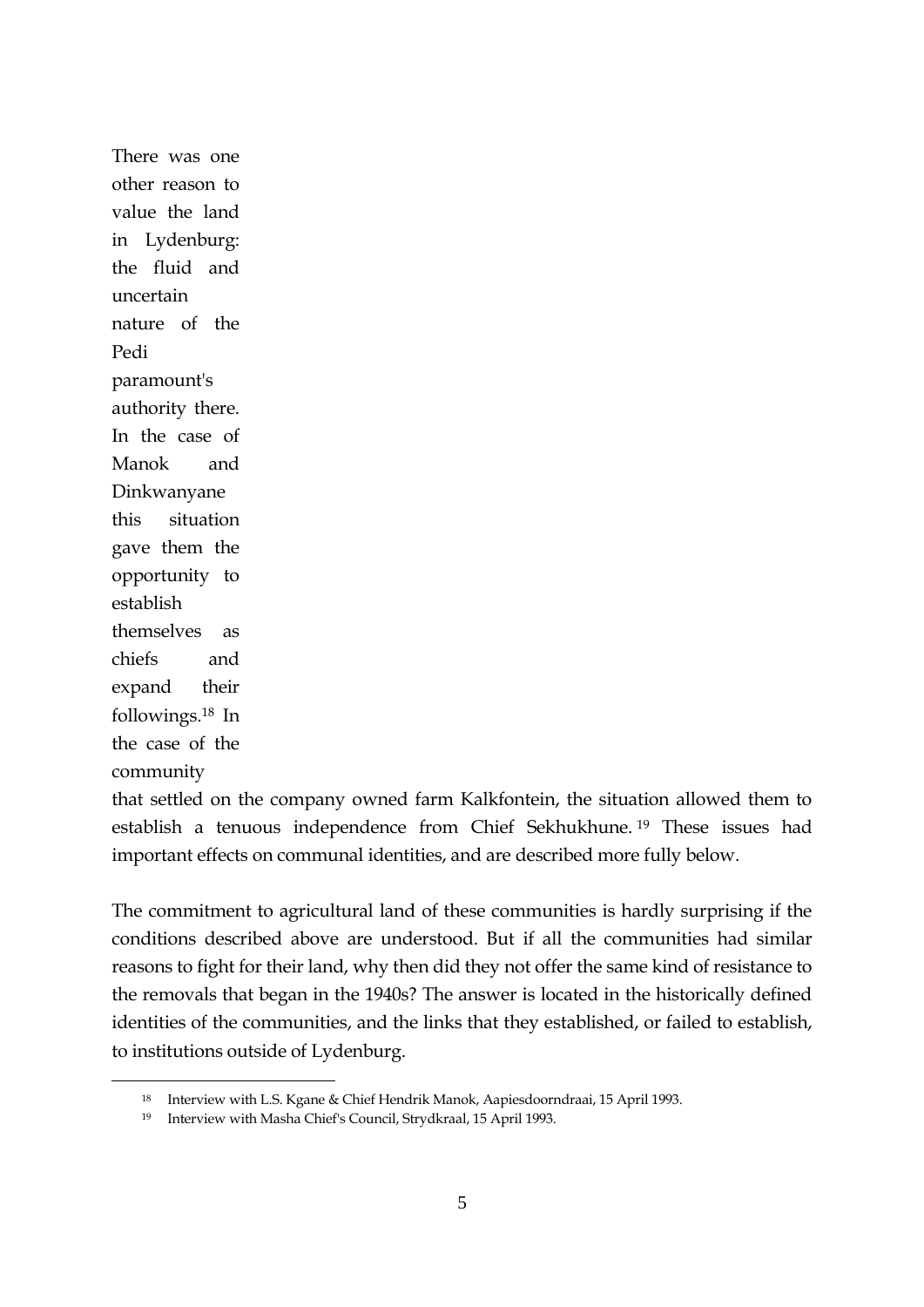There was one other reason to value the land in Lydenburg: the fluid and uncertain nature of the Pedi paramount's authority there. In the case of Manok and Dinkwanyane this situation gave them the opportunity to establish themselves as chiefs and expand their followings.[18] In the case of the community that settled on the company owned farm Kalkfontein, the situation allowed them to establish a tenuous independence from Chief Sekhukhune.[19] These issues had important effects on communal identities, and are described more fully below.

The commitment to agricultural land of these communities is hardly surprising if the conditions described above are understood. But if all the communities had similar reasons to fight for their land, why then did they not offer the same kind of resistance to the removals that began in the 1940s? The answer is located in the historically defined identities of the communities, and the links that they established, or failed to establish, to institutions outside of Lydenburg.

[18] Interview with L.S. Kgane & Chief Hendrik Manok, Aapiesdoorndraai, 15 April 1993.

[19] Interview with Masha Chief's Council, Strydkraal, 15 April 1993.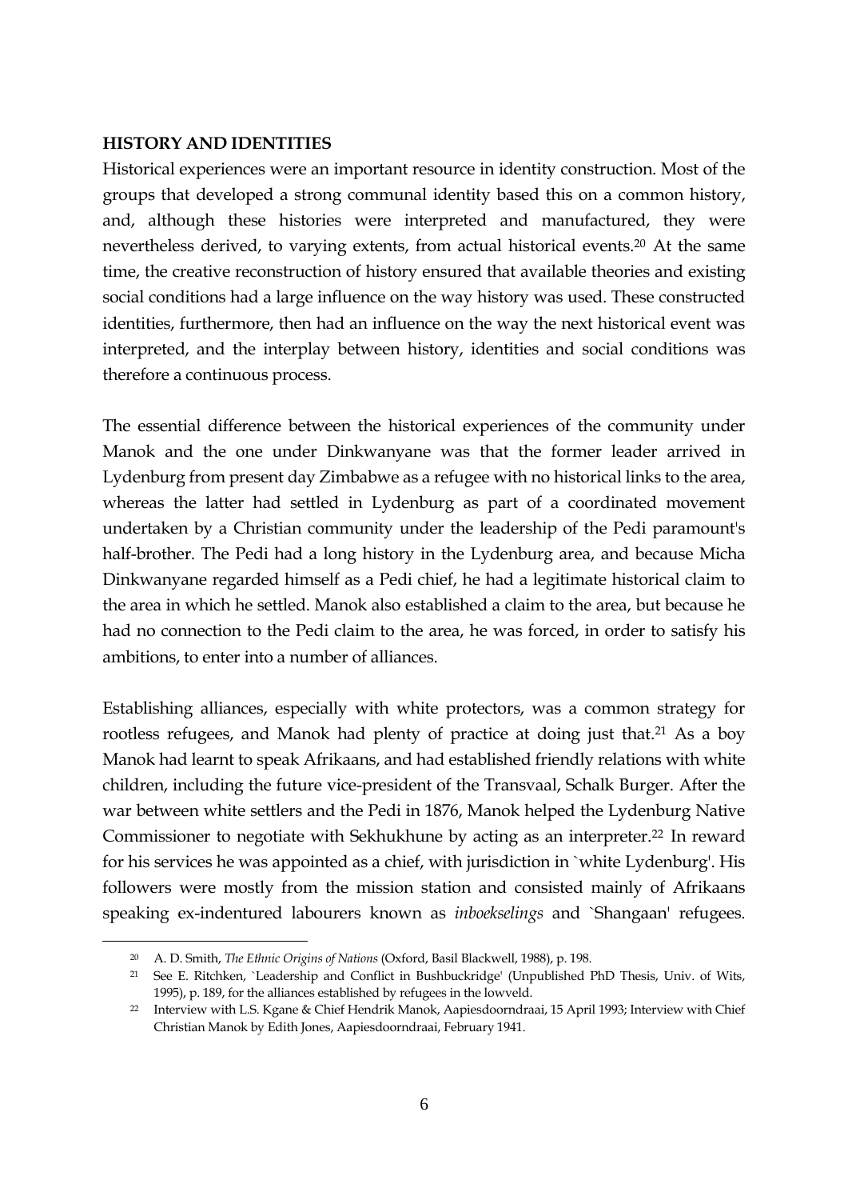**HISTORY AND IDENTITIES**

Historical experiences were an important resource in identity construction. Most of the groups that developed a strong communal identity based this on a common history, and, although these histories were interpreted and manufactured, they were nevertheless derived, to varying extents, from actual historical events.[20] At the same time, the creative reconstruction of history ensured that available theories and existing social conditions had a large influence on the way history was used. These constructed identities, furthermore, then had an influence on the way the next historical event was interpreted, and the interplay between history, identities and social conditions was therefore a continuous process.

The essential difference between the historical experiences of the community under Manok and the one under Dinkwanyane was that the former leader arrived in Lydenburg from present day Zimbabwe as a refugee with no historical links to the area, whereas the latter had settled in Lydenburg as part of a coordinated movement undertaken by a Christian community under the leadership of the Pedi paramount's half-brother. The Pedi had a long history in the Lydenburg area, and because Micha Dinkwanyane regarded himself as a Pedi chief, he had a legitimate historical claim to the area in which he settled. Manok also established a claim to the area, but because he had no connection to the Pedi claim to the area, he was forced, in order to satisfy his ambitions, to enter into a number of alliances.

Establishing alliances, especially with white protectors, was a common strategy for rootless refugees, and Manok had plenty of practice at doing just that.[21] As a boy Manok had learnt to speak Afrikaans, and had established friendly relations with white children, including the future vice-president of the Transvaal, Schalk Burger. After the war between white settlers and the Pedi in 1876, Manok helped the Lydenburg Native Commissioner to negotiate with Sekhukhune by acting as an interpreter.[22] In reward for his services he was appointed as a chief, with jurisdiction in `white Lydenburg'. His followers were mostly from the mission station and consisted mainly of Afrikaans speaking ex-indentured labourers known as *inboekselings* and `Shangaan' refugees.

---

[20] A. D. Smith, *The Ethnic Origins of Nations* (Oxford, Basil Blackwell, 1988), p. 198.

[21] See E. Ritchken, `Leadership and Conflict in Bushbuckridge' (Unpublished PhD Thesis, Univ. of Wits, 1995), p. 189, for the alliances established by refugees in the lowveld.

[22] Interview with L.S. Kgane & Chief Hendrik Manok, Aapiesdoorndraai, 15 April 1993; Interview with Chief Christian Manok by Edith Jones, Aapiesdoorndraai, February 1941.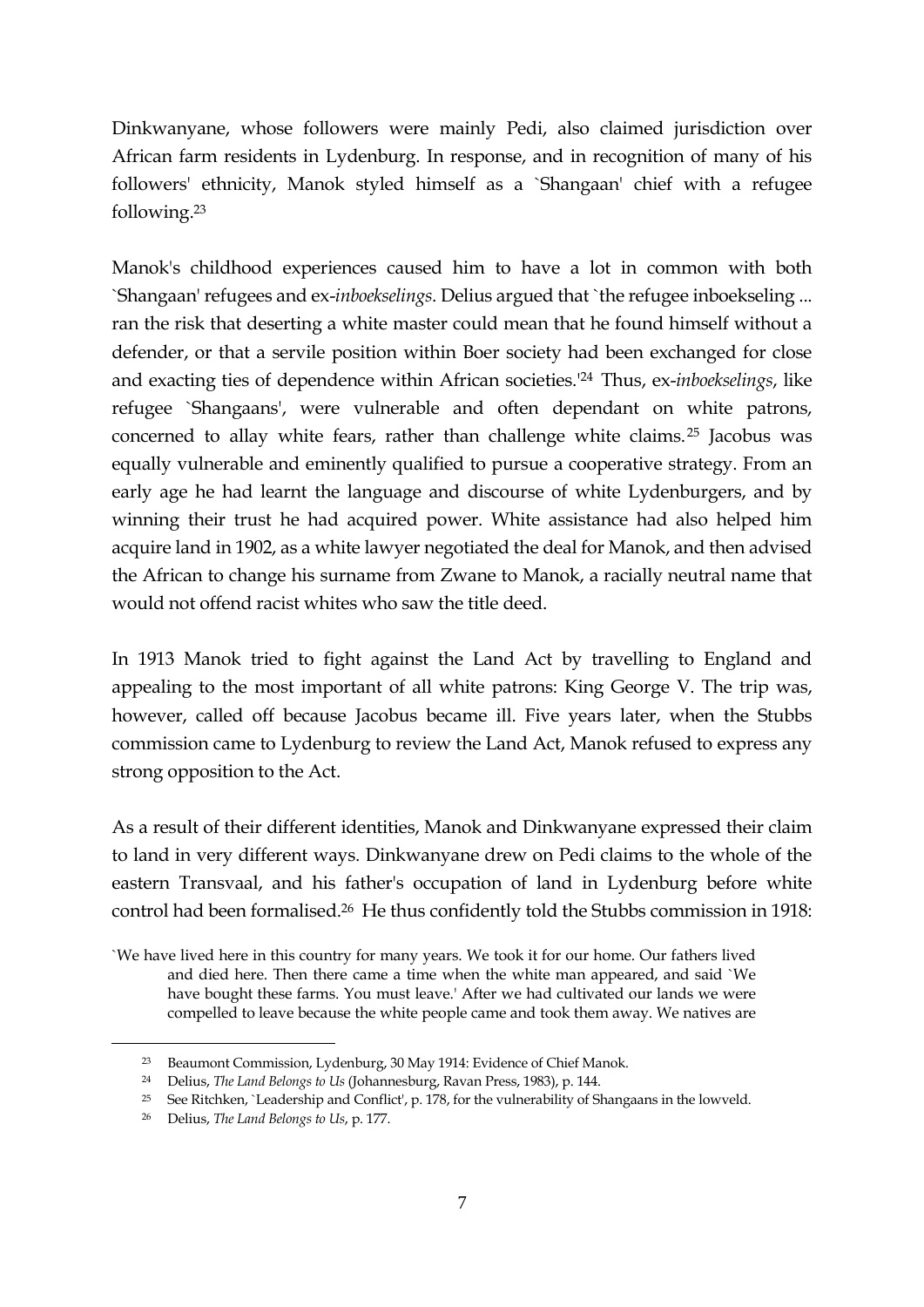Dinkwanyane, whose followers were mainly Pedi, also claimed jurisdiction over African farm residents in Lydenburg. In response, and in recognition of many of his followers' ethnicity, Manok styled himself as a `Shangaan' chief with a refugee following.[23]

Manok's childhood experiences caused him to have a lot in common with both `Shangaan' refugees and ex-*inboekselings*. Delius argued that `the refugee inboekseling ... ran the risk that deserting a white master could mean that he found himself without a defender, or that a servile position within Boer society had been exchanged for close and exacting ties of dependence within African societies.'[24] Thus, ex-*inboekselings*, like refugee `Shangaans', were vulnerable and often dependant on white patrons, concerned to allay white fears, rather than challenge white claims.[25] Jacobus was equally vulnerable and eminently qualified to pursue a cooperative strategy. From an early age he had learnt the language and discourse of white Lydenburgers, and by winning their trust he had acquired power. White assistance had also helped him acquire land in 1902, as a white lawyer negotiated the deal for Manok, and then advised the African to change his surname from Zwane to Manok, a racially neutral name that would not offend racist whites who saw the title deed.

In 1913 Manok tried to fight against the Land Act by travelling to England and appealing to the most important of all white patrons: King George V. The trip was, however, called off because Jacobus became ill. Five years later, when the Stubbs commission came to Lydenburg to review the Land Act, Manok refused to express any strong opposition to the Act.

As a result of their different identities, Manok and Dinkwanyane expressed their claim to land in very different ways. Dinkwanyane drew on Pedi claims to the whole of the eastern Transvaal, and his father's occupation of land in Lydenburg before white control had been formalised.[26] He thus confidently told the Stubbs commission in 1918:

> `We have lived here in this country for many years. We took it for our home. Our fathers lived and died here. Then there came a time when the white man appeared, and said `We have bought these farms. You must leave.' After we had cultivated our lands we were compelled to leave because the white people came and took them away. We natives are

---

[23] Beaumont Commission, Lydenburg, 30 May 1914: Evidence of Chief Manok.

[24] Delius, *The Land Belongs to Us* (Johannesburg, Ravan Press, 1983), p. 144.

[25] See Ritchken, `Leadership and Conflict', p. 178, for the vulnerability of Shangaans in the lowveld.

[26] Delius, *The Land Belongs to Us*, p. 177.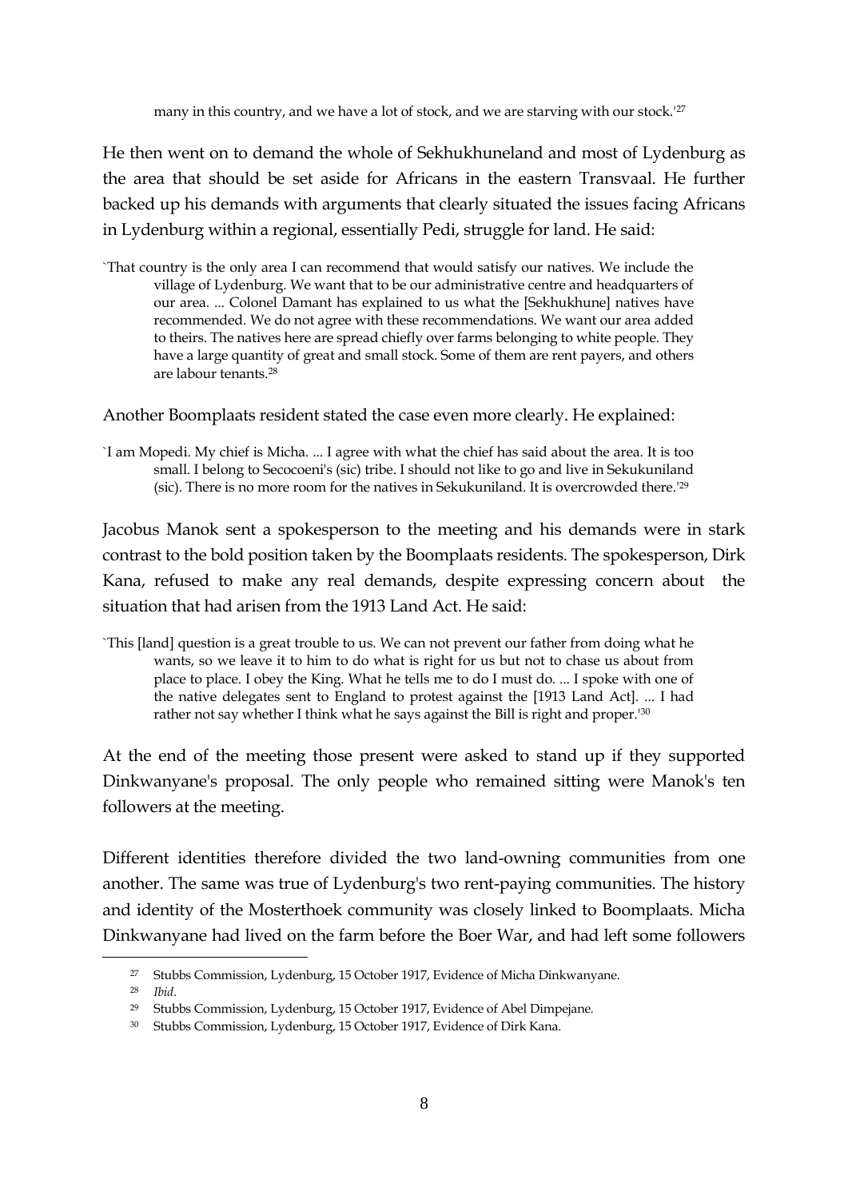many in this country, and we have a lot of stock, and we are starving with our stock.'[27]

He then went on to demand the whole of Sekhukhuneland and most of Lydenburg as the area that should be set aside for Africans in the eastern Transvaal. He further backed up his demands with arguments that clearly situated the issues facing Africans in Lydenburg within a regional, essentially Pedi, struggle for land. He said:

> `That country is the only area I can recommend that would satisfy our natives. We include the village of Lydenburg. We want that to be our administrative centre and headquarters of our area. ... Colonel Damant has explained to us what the [Sekhukhune] natives have recommended. We do not agree with these recommendations. We want our area added to theirs. The natives here are spread chiefly over farms belonging to white people. They have a large quantity of great and small stock. Some of them are rent payers, and others are labour tenants.[28]

Another Boomplaats resident stated the case even more clearly. He explained:

> `I am Mopedi. My chief is Micha. ... I agree with what the chief has said about the area. It is too small. I belong to Secocoeni's (sic) tribe. I should not like to go and live in Sekukuniland (sic). There is no more room for the natives in Sekukuniland. It is overcrowded there.'[29]

Jacobus Manok sent a spokesperson to the meeting and his demands were in stark contrast to the bold position taken by the Boomplaats residents. The spokesperson, Dirk Kana, refused to make any real demands, despite expressing concern about the situation that had arisen from the 1913 Land Act. He said:

> `This [land] question is a great trouble to us. We can not prevent our father from doing what he wants, so we leave it to him to do what is right for us but not to chase us about from place to place. I obey the King. What he tells me to do I must do. ... I spoke with one of the native delegates sent to England to protest against the [1913 Land Act]. ... I had rather not say whether I think what he says against the Bill is right and proper.'[30]

At the end of the meeting those present were asked to stand up if they supported Dinkwanyane's proposal. The only people who remained sitting were Manok's ten followers at the meeting.

Different identities therefore divided the two land-owning communities from one another. The same was true of Lydenburg's two rent-paying communities. The history and identity of the Mosterthoek community was closely linked to Boomplaats. Micha Dinkwanyane had lived on the farm before the Boer War, and had left some followers

---

[27] Stubbs Commission, Lydenburg, 15 October 1917, Evidence of Micha Dinkwanyane.

[28] *Ibid*.

[29] Stubbs Commission, Lydenburg, 15 October 1917, Evidence of Abel Dimpejane.

[30] Stubbs Commission, Lydenburg, 15 October 1917, Evidence of Dirk Kana.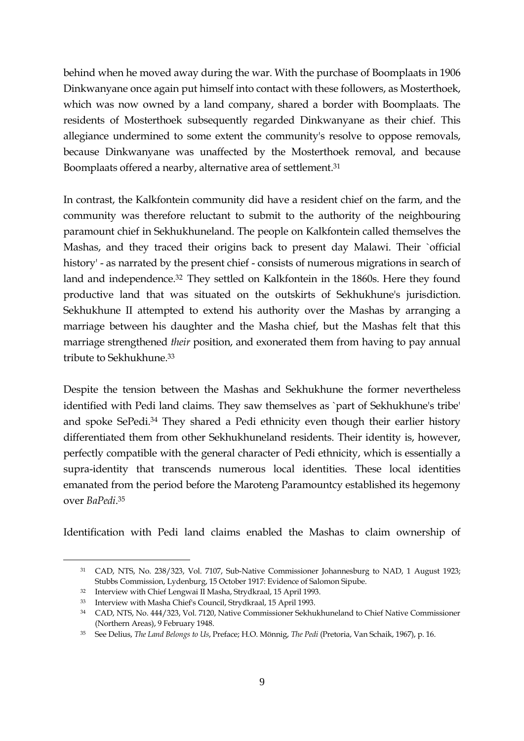behind when he moved away during the war. With the purchase of Boomplaats in 1906 Dinkwanyane once again put himself into contact with these followers, as Mosterthoek, which was now owned by a land company, shared a border with Boomplaats. The residents of Mosterthoek subsequently regarded Dinkwanyane as their chief. This allegiance undermined to some extent the community's resolve to oppose removals, because Dinkwanyane was unaffected by the Mosterthoek removal, and because Boomplaats offered a nearby, alternative area of settlement.[31]

In contrast, the Kalkfontein community did have a resident chief on the farm, and the community was therefore reluctant to submit to the authority of the neighbouring paramount chief in Sekhukhuneland. The people on Kalkfontein called themselves the Mashas, and they traced their origins back to present day Malawi. Their `official history' - as narrated by the present chief - consists of numerous migrations in search of land and independence.[32] They settled on Kalkfontein in the 1860s. Here they found productive land that was situated on the outskirts of Sekhukhune's jurisdiction. Sekhukhune II attempted to extend his authority over the Mashas by arranging a marriage between his daughter and the Masha chief, but the Mashas felt that this marriage strengthened *their* position, and exonerated them from having to pay annual tribute to Sekhukhune.[33]

Despite the tension between the Mashas and Sekhukhune the former nevertheless identified with Pedi land claims. They saw themselves as `part of Sekhukhune's tribe' and spoke SePedi.[34] They shared a Pedi ethnicity even though their earlier history differentiated them from other Sekhukhuneland residents. Their identity is, however, perfectly compatible with the general character of Pedi ethnicity, which is essentially a supra-identity that transcends numerous local identities. These local identities emanated from the period before the Maroteng Paramountcy established its hegemony over *BaPedi*.[35]

Identification with Pedi land claims enabled the Mashas to claim ownership of

---

[31] CAD, NTS, No. 238/323, Vol. 7107, Sub-Native Commissioner Johannesburg to NAD, 1 August 1923; Stubbs Commission, Lydenburg, 15 October 1917: Evidence of Salomon Sipube.

[32] Interview with Chief Lengwai II Masha, Strydkraal, 15 April 1993.

[33] Interview with Masha Chief's Council, Strydkraal, 15 April 1993.

[34] CAD, NTS, No. 444/323, Vol. 7120, Native Commissioner Sekhukhuneland to Chief Native Commissioner (Northern Areas), 9 February 1948.

[35] See Delius, *The Land Belongs to Us*, Preface; H.O. Mönnig, *The Pedi* (Pretoria, Van Schaik, 1967), p. 16.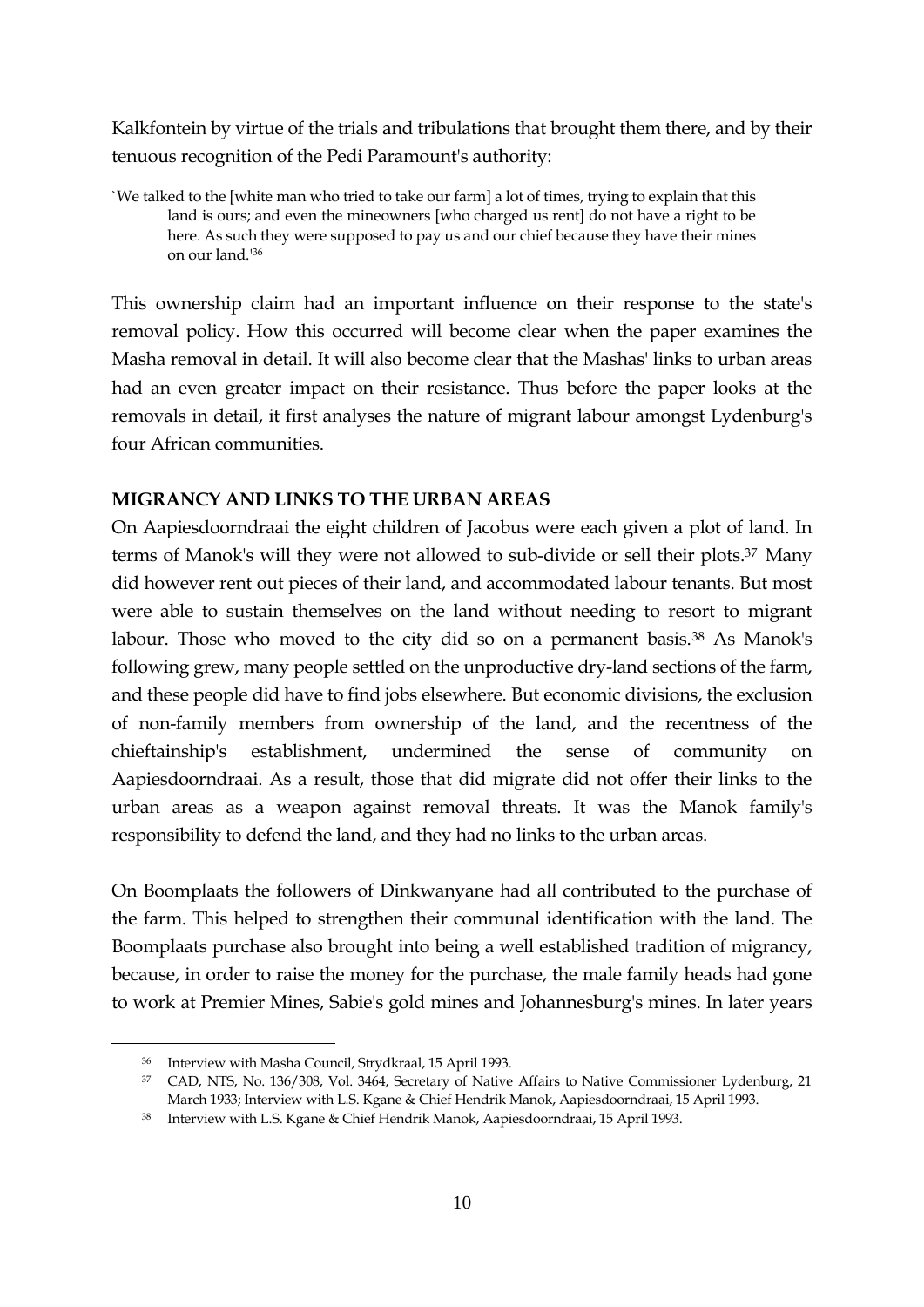Kalkfontein by virtue of the trials and tribulations that brought them there, and by their tenuous recognition of the Pedi Paramount's authority:

> `We talked to the [white man who tried to take our farm] a lot of times, trying to explain that this land is ours; and even the mineowners [who charged us rent] do not have a right to be here. As such they were supposed to pay us and our chief because they have their mines on our land.'[36]

This ownership claim had an important influence on their response to the state's removal policy. How this occurred will become clear when the paper examines the Masha removal in detail. It will also become clear that the Mashas' links to urban areas had an even greater impact on their resistance. Thus before the paper looks at the removals in detail, it first analyses the nature of migrant labour amongst Lydenburg's four African communities.

## MIGRANCY AND LINKS TO THE URBAN AREAS

On Aapiesdoorndraai the eight children of Jacobus were each given a plot of land. In terms of Manok's will they were not allowed to sub-divide or sell their plots.[37] Many did however rent out pieces of their land, and accommodated labour tenants. But most were able to sustain themselves on the land without needing to resort to migrant labour. Those who moved to the city did so on a permanent basis.[38] As Manok's following grew, many people settled on the unproductive dry-land sections of the farm, and these people did have to find jobs elsewhere. But economic divisions, the exclusion of non-family members from ownership of the land, and the recentness of the chieftainship's establishment, undermined the sense of community on Aapiesdoorndraai. As a result, those that did migrate did not offer their links to the urban areas as a weapon against removal threats. It was the Manok family's responsibility to defend the land, and they had no links to the urban areas.

On Boomplaats the followers of Dinkwanyane had all contributed to the purchase of the farm. This helped to strengthen their communal identification with the land. The Boomplaats purchase also brought into being a well established tradition of migrancy, because, in order to raise the money for the purchase, the male family heads had gone to work at Premier Mines, Sabie's gold mines and Johannesburg's mines. In later years

---

[36] Interview with Masha Council, Strydkraal, 15 April 1993.

[37] CAD, NTS, No. 136/308, Vol. 3464, Secretary of Native Affairs to Native Commissioner Lydenburg, 21 March 1933; Interview with L.S. Kgane & Chief Hendrik Manok, Aapiesdoorndraai, 15 April 1993.

[38] Interview with L.S. Kgane & Chief Hendrik Manok, Aapiesdoorndraai, 15 April 1993.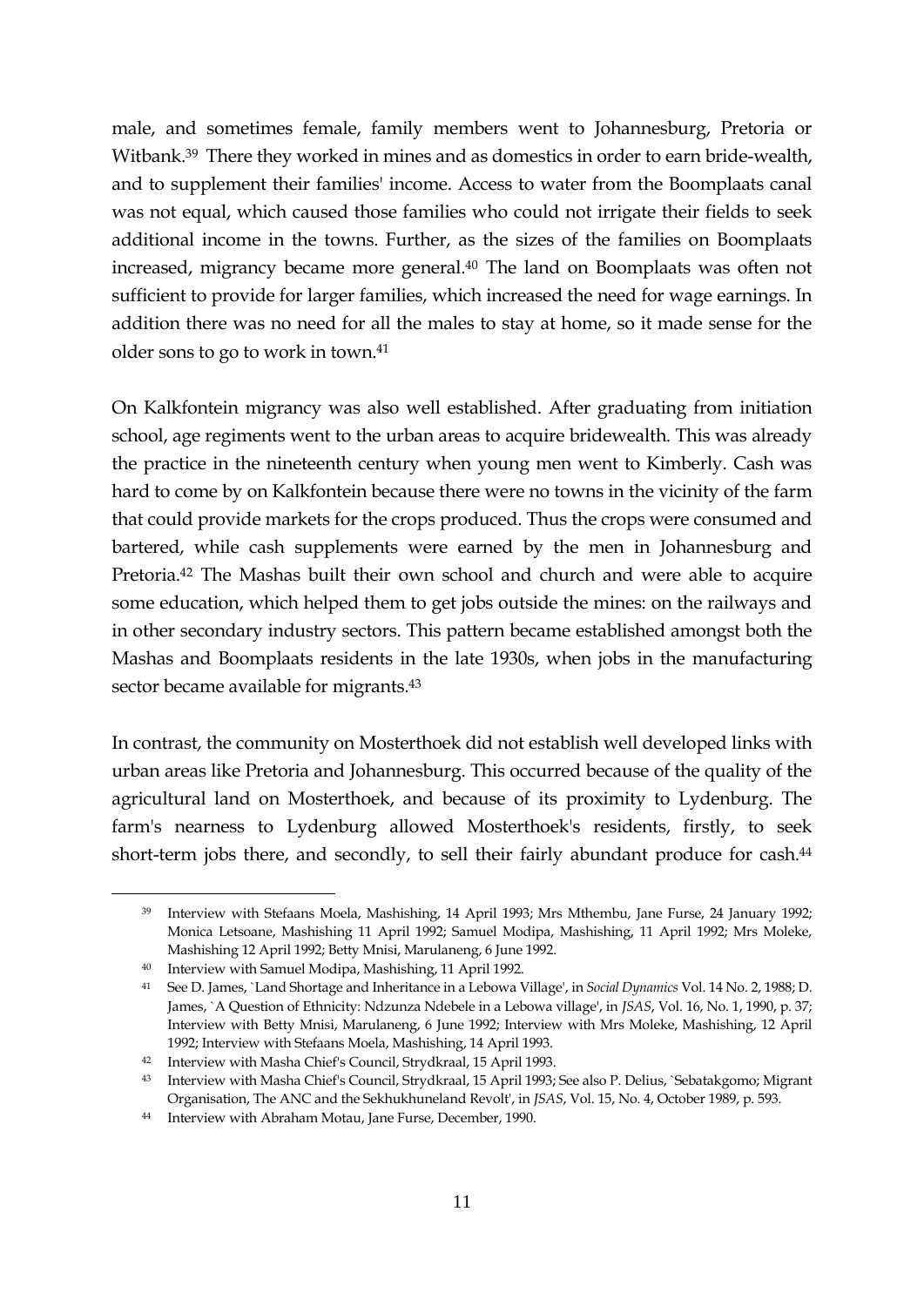male, and sometimes female, family members went to Johannesburg, Pretoria or Witbank.[39] There they worked in mines and as domestics in order to earn bride-wealth, and to supplement their families' income. Access to water from the Boomplaats canal was not equal, which caused those families who could not irrigate their fields to seek additional income in the towns. Further, as the sizes of the families on Boomplaats increased, migrancy became more general.[40] The land on Boomplaats was often not sufficient to provide for larger families, which increased the need for wage earnings. In addition there was no need for all the males to stay at home, so it made sense for the older sons to go to work in town.[41]

On Kalkfontein migrancy was also well established. After graduating from initiation school, age regiments went to the urban areas to acquire bridewealth. This was already the practice in the nineteenth century when young men went to Kimberly. Cash was hard to come by on Kalkfontein because there were no towns in the vicinity of the farm that could provide markets for the crops produced. Thus the crops were consumed and bartered, while cash supplements were earned by the men in Johannesburg and Pretoria.[42] The Mashas built their own school and church and were able to acquire some education, which helped them to get jobs outside the mines: on the railways and in other secondary industry sectors. This pattern became established amongst both the Mashas and Boomplaats residents in the late 1930s, when jobs in the manufacturing sector became available for migrants.[43]

In contrast, the community on Mosterthoek did not establish well developed links with urban areas like Pretoria and Johannesburg. This occurred because of the quality of the agricultural land on Mosterthoek, and because of its proximity to Lydenburg. The farm's nearness to Lydenburg allowed Mosterthoek's residents, firstly, to seek short-term jobs there, and secondly, to sell their fairly abundant produce for cash.[44]

---

[39] Interview with Stefaans Moela, Mashishing, 14 April 1993; Mrs Mthembu, Jane Furse, 24 January 1992; Monica Letsoane, Mashishing 11 April 1992; Samuel Modipa, Mashishing, 11 April 1992; Mrs Moleke, Mashishing 12 April 1992; Betty Mnisi, Marulaneng, 6 June 1992.

[40] Interview with Samuel Modipa, Mashishing, 11 April 1992.

[41] See D. James, `Land Shortage and Inheritance in a Lebowa Village', in *Social Dynamics* Vol. 14 No. 2, 1988; D. James, `A Question of Ethnicity: Ndzunza Ndebele in a Lebowa village', in *JSAS*, Vol. 16, No. 1, 1990, p. 37; Interview with Betty Mnisi, Marulaneng, 6 June 1992; Interview with Mrs Moleke, Mashishing, 12 April 1992; Interview with Stefaans Moela, Mashishing, 14 April 1993.

[42] Interview with Masha Chief's Council, Strydkraal, 15 April 1993.

[43] Interview with Masha Chief's Council, Strydkraal, 15 April 1993; See also P. Delius, `Sebatakgomo; Migrant Organisation, The ANC and the Sekhukhuneland Revolt', in *JSAS*, Vol. 15, No. 4, October 1989, p. 593.

[44] Interview with Abraham Motau, Jane Furse, December, 1990.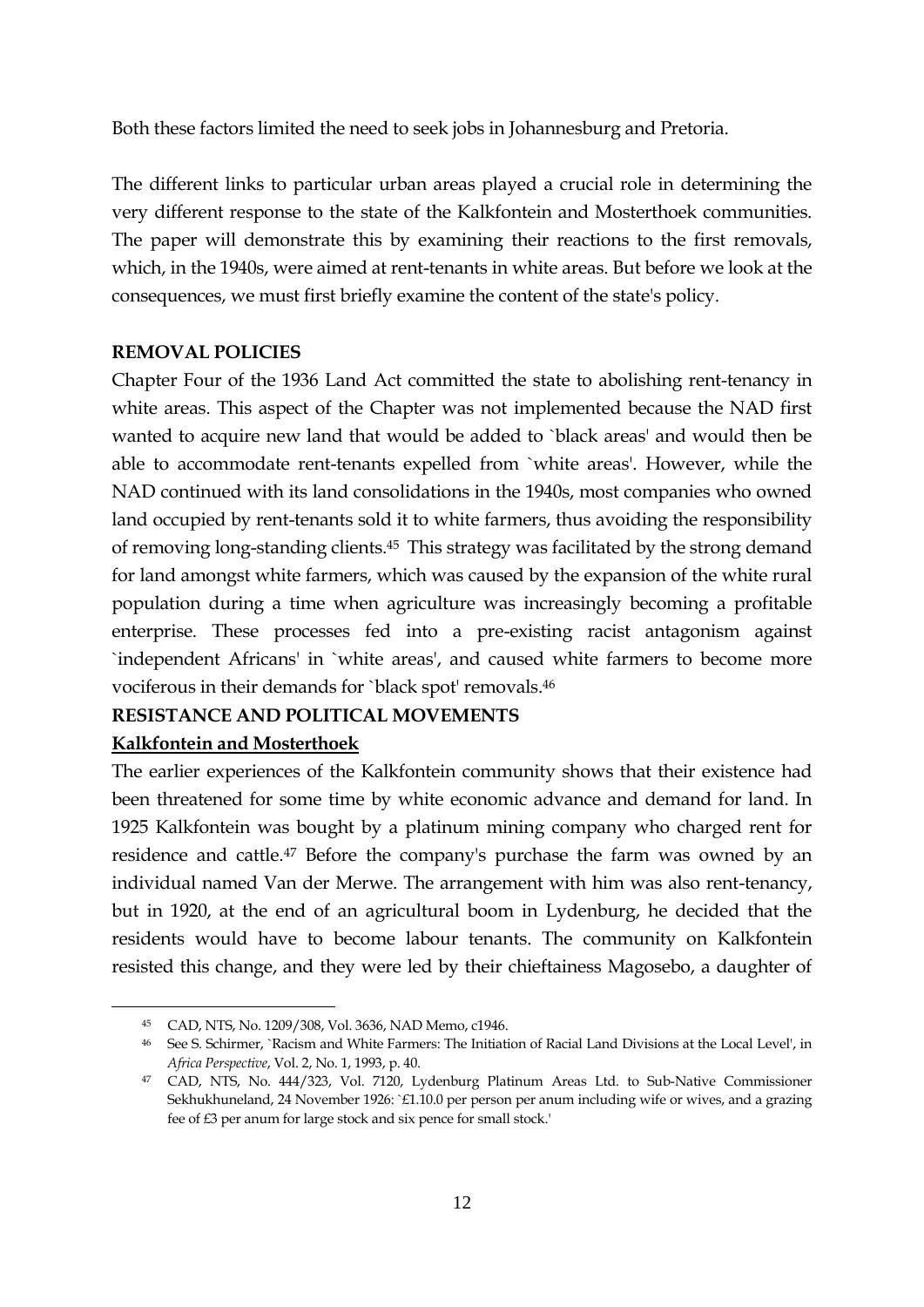Both these factors limited the need to seek jobs in Johannesburg and Pretoria.

The different links to particular urban areas played a crucial role in determining the very different response to the state of the Kalkfontein and Mosterthoek communities. The paper will demonstrate this by examining their reactions to the first removals, which, in the 1940s, were aimed at rent-tenants in white areas. But before we look at the consequences, we must first briefly examine the content of the state's policy.

**REMOVAL POLICIES**

Chapter Four of the 1936 Land Act committed the state to abolishing rent-tenancy in white areas. This aspect of the Chapter was not implemented because the NAD first wanted to acquire new land that would be added to `black areas' and would then be able to accommodate rent-tenants expelled from `white areas'. However, while the NAD continued with its land consolidations in the 1940s, most companies who owned land occupied by rent-tenants sold it to white farmers, thus avoiding the responsibility of removing long-standing clients.[45] This strategy was facilitated by the strong demand for land amongst white farmers, which was caused by the expansion of the white rural population during a time when agriculture was increasingly becoming a profitable enterprise. These processes fed into a pre-existing racist antagonism against `independent Africans' in `white areas', and caused white farmers to become more vociferous in their demands for `black spot' removals.[46]

**RESISTANCE AND POLITICAL MOVEMENTS**

**Kalkfontein and Mosterthoek**

The earlier experiences of the Kalkfontein community shows that their existence had been threatened for some time by white economic advance and demand for land. In 1925 Kalkfontein was bought by a platinum mining company who charged rent for residence and cattle.[47] Before the company's purchase the farm was owned by an individual named Van der Merwe. The arrangement with him was also rent-tenancy, but in 1920, at the end of an agricultural boom in Lydenburg, he decided that the residents would have to become labour tenants. The community on Kalkfontein resisted this change, and they were led by their chieftainess Magosebo, a daughter of

---

[45] CAD, NTS, No. 1209/308, Vol. 3636, NAD Memo, c1946.

[46] See S. Schirmer, `Racism and White Farmers: The Initiation of Racial Land Divisions at the Local Level', in *Africa Perspective*, Vol. 2, No. 1, 1993, p. 40.

[47] CAD, NTS, No. 444/323, Vol. 7120, Lydenburg Platinum Areas Ltd. to Sub-Native Commissioner Sekhukhuneland, 24 November 1926: `£1.10.0 per person per anum including wife or wives, and a grazing fee of £3 per anum for large stock and six pence for small stock.'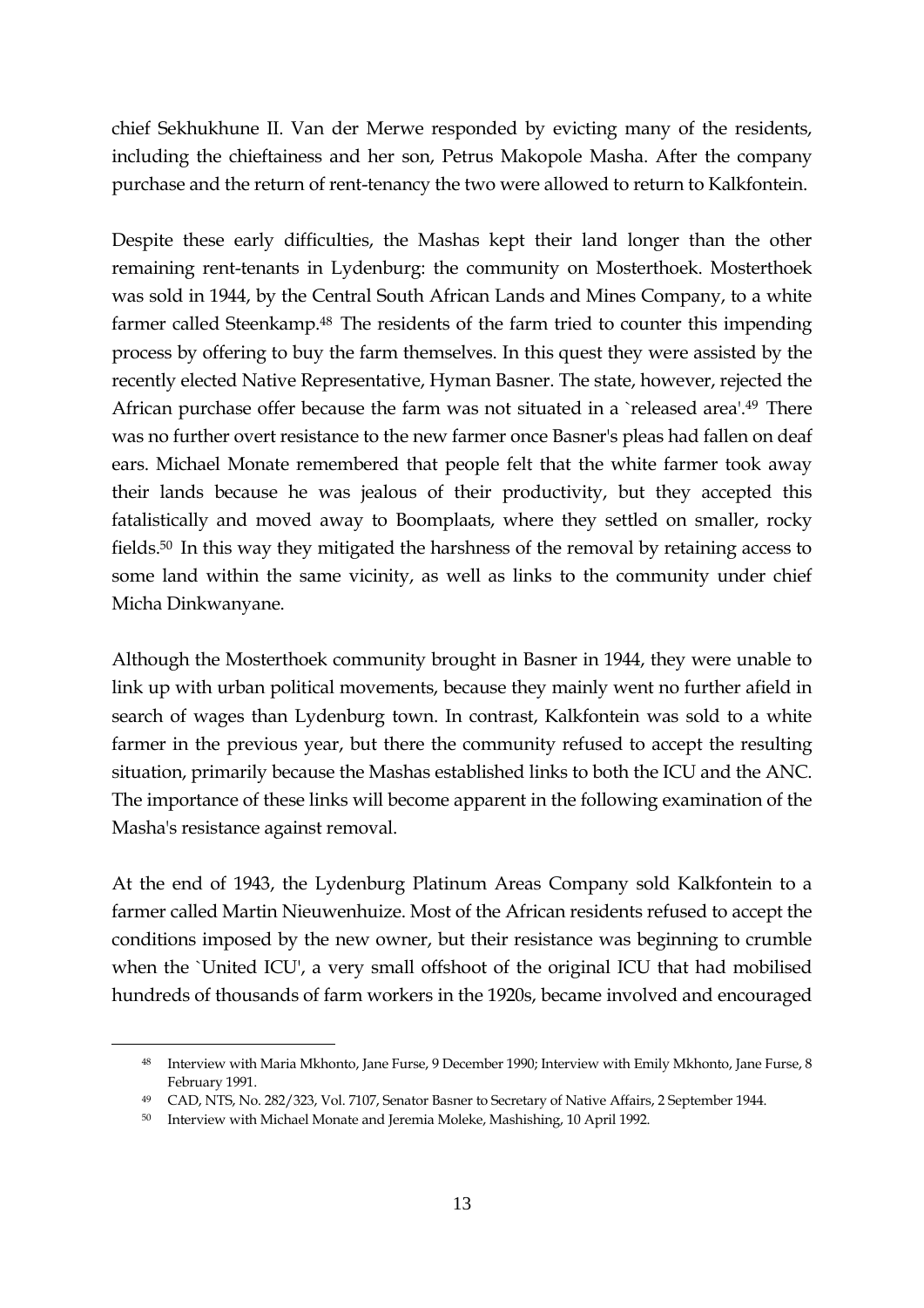chief Sekhukhune II. Van der Merwe responded by evicting many of the residents, including the chieftainess and her son, Petrus Makopole Masha. After the company purchase and the return of rent-tenancy the two were allowed to return to Kalkfontein.

Despite these early difficulties, the Mashas kept their land longer than the other remaining rent-tenants in Lydenburg: the community on Mosterthoek. Mosterthoek was sold in 1944, by the Central South African Lands and Mines Company, to a white farmer called Steenkamp.[48] The residents of the farm tried to counter this impending process by offering to buy the farm themselves. In this quest they were assisted by the recently elected Native Representative, Hyman Basner. The state, however, rejected the African purchase offer because the farm was not situated in a `released area'.[49] There was no further overt resistance to the new farmer once Basner's pleas had fallen on deaf ears. Michael Monate remembered that people felt that the white farmer took away their lands because he was jealous of their productivity, but they accepted this fatalistically and moved away to Boomplaats, where they settled on smaller, rocky fields.[50] In this way they mitigated the harshness of the removal by retaining access to some land within the same vicinity, as well as links to the community under chief Micha Dinkwanyane.

Although the Mosterthoek community brought in Basner in 1944, they were unable to link up with urban political movements, because they mainly went no further afield in search of wages than Lydenburg town. In contrast, Kalkfontein was sold to a white farmer in the previous year, but there the community refused to accept the resulting situation, primarily because the Mashas established links to both the ICU and the ANC. The importance of these links will become apparent in the following examination of the Masha's resistance against removal.

At the end of 1943, the Lydenburg Platinum Areas Company sold Kalkfontein to a farmer called Martin Nieuwenhuize. Most of the African residents refused to accept the conditions imposed by the new owner, but their resistance was beginning to crumble when the `United ICU', a very small offshoot of the original ICU that had mobilised hundreds of thousands of farm workers in the 1920s, became involved and encouraged

---

[48] Interview with Maria Mkhonto, Jane Furse, 9 December 1990; Interview with Emily Mkhonto, Jane Furse, 8 February 1991.

[49] CAD, NTS, No. 282/323, Vol. 7107, Senator Basner to Secretary of Native Affairs, 2 September 1944.

[50] Interview with Michael Monate and Jeremia Moleke, Mashishing, 10 April 1992.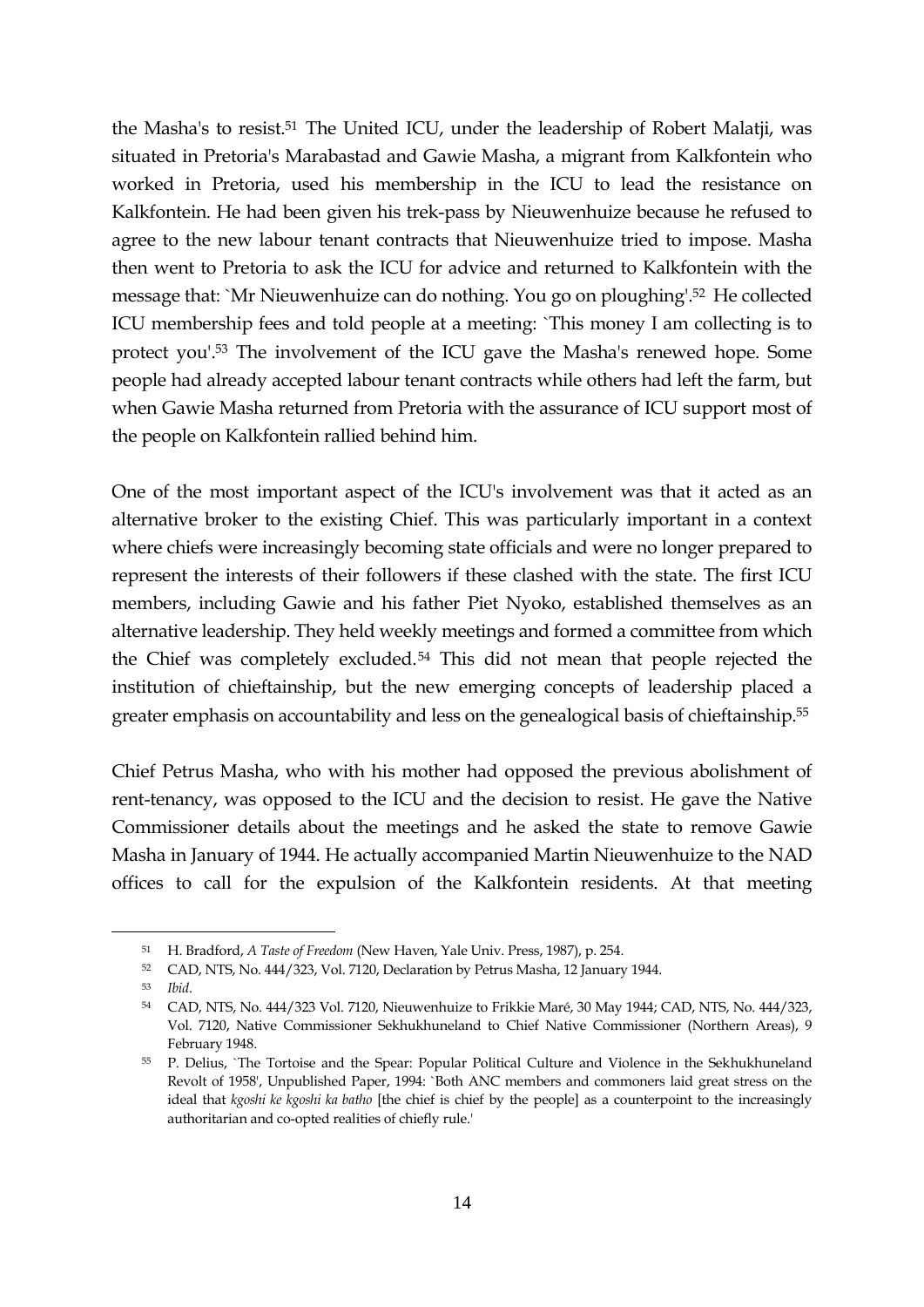the Masha's to resist.[51] The United ICU, under the leadership of Robert Malatji, was situated in Pretoria's Marabastad and Gawie Masha, a migrant from Kalkfontein who worked in Pretoria, used his membership in the ICU to lead the resistance on Kalkfontein. He had been given his trek-pass by Nieuwenhuize because he refused to agree to the new labour tenant contracts that Nieuwenhuize tried to impose. Masha then went to Pretoria to ask the ICU for advice and returned to Kalkfontein with the message that: `Mr Nieuwenhuize can do nothing. You go on ploughing'.[52] He collected ICU membership fees and told people at a meeting: `This money I am collecting is to protect you'.[53] The involvement of the ICU gave the Masha's renewed hope. Some people had already accepted labour tenant contracts while others had left the farm, but when Gawie Masha returned from Pretoria with the assurance of ICU support most of the people on Kalkfontein rallied behind him.

One of the most important aspect of the ICU's involvement was that it acted as an alternative broker to the existing Chief. This was particularly important in a context where chiefs were increasingly becoming state officials and were no longer prepared to represent the interests of their followers if these clashed with the state. The first ICU members, including Gawie and his father Piet Nyoko, established themselves as an alternative leadership. They held weekly meetings and formed a committee from which the Chief was completely excluded.[54] This did not mean that people rejected the institution of chieftainship, but the new emerging concepts of leadership placed a greater emphasis on accountability and less on the genealogical basis of chieftainship.[55]

Chief Petrus Masha, who with his mother had opposed the previous abolishment of rent-tenancy, was opposed to the ICU and the decision to resist. He gave the Native Commissioner details about the meetings and he asked the state to remove Gawie Masha in January of 1944. He actually accompanied Martin Nieuwenhuize to the NAD offices to call for the expulsion of the Kalkfontein residents. At that meeting

---

[51] H. Bradford, *A Taste of Freedom* (New Haven, Yale Univ. Press, 1987), p. 254.

[52] CAD, NTS, No. 444/323, Vol. 7120, Declaration by Petrus Masha, 12 January 1944.

[53] *Ibid*.

[54] CAD, NTS, No. 444/323 Vol. 7120, Nieuwenhuize to Frikkie Maré, 30 May 1944; CAD, NTS, No. 444/323, Vol. 7120, Native Commissioner Sekhukhuneland to Chief Native Commissioner (Northern Areas), 9 February 1948.

[55] P. Delius, `The Tortoise and the Spear: Popular Political Culture and Violence in the Sekhukhuneland Revolt of 1958', Unpublished Paper, 1994: `Both ANC members and commoners laid great stress on the ideal that *kgoshi ke kgoshi ka batho* [the chief is chief by the people] as a counterpoint to the increasingly authoritarian and co-opted realities of chiefly rule.'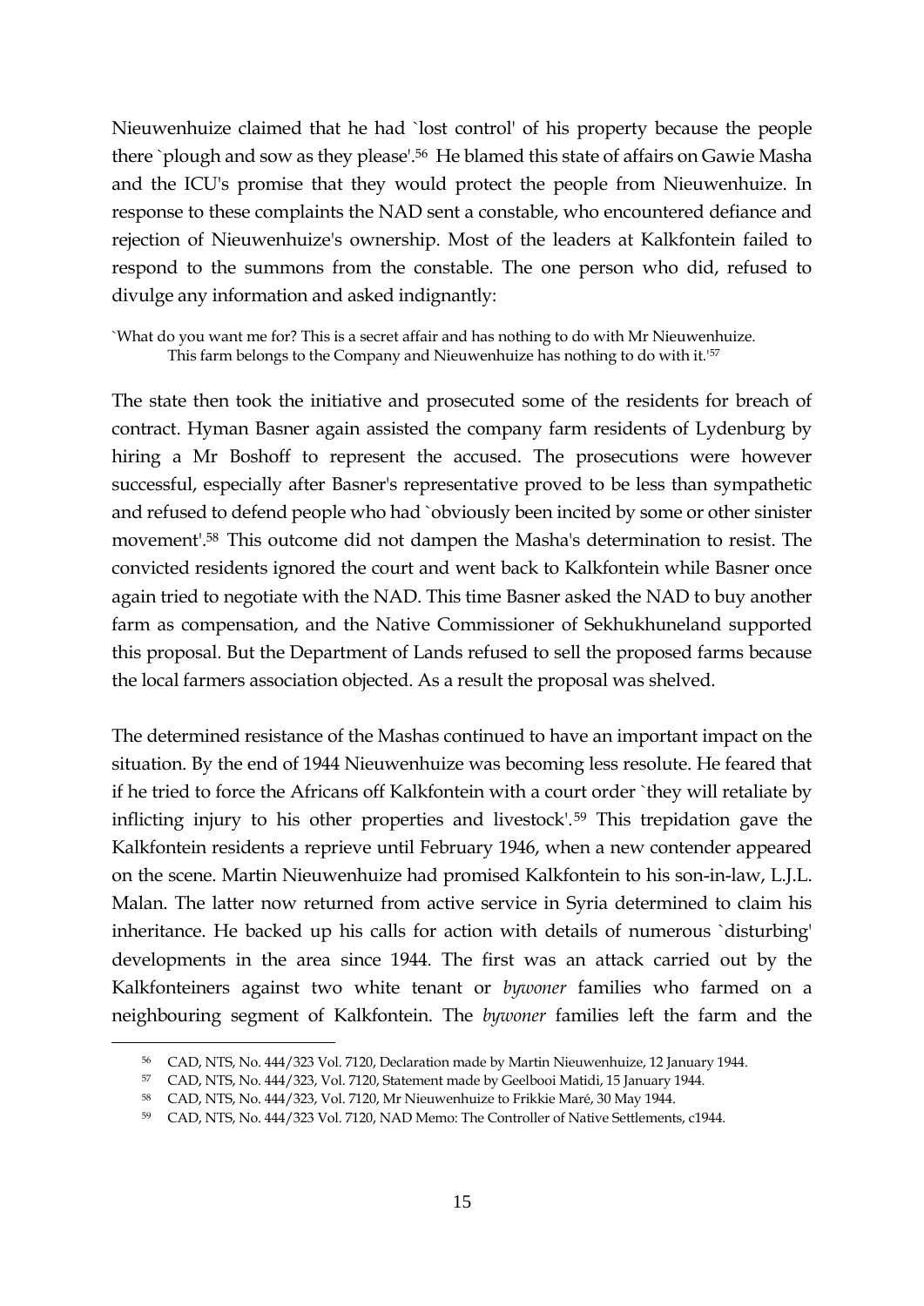Nieuwenhuize claimed that he had `lost control' of his property because the people there `plough and sow as they please'.[56] He blamed this state of affairs on Gawie Masha and the ICU's promise that they would protect the people from Nieuwenhuize. In response to these complaints the NAD sent a constable, who encountered defiance and rejection of Nieuwenhuize's ownership. Most of the leaders at Kalkfontein failed to respond to the summons from the constable. The one person who did, refused to divulge any information and asked indignantly:

> `What do you want me for? This is a secret affair and has nothing to do with Mr Nieuwenhuize. This farm belongs to the Company and Nieuwenhuize has nothing to do with it.'[57]

The state then took the initiative and prosecuted some of the residents for breach of contract. Hyman Basner again assisted the company farm residents of Lydenburg by hiring a Mr Boshoff to represent the accused. The prosecutions were however successful, especially after Basner's representative proved to be less than sympathetic and refused to defend people who had `obviously been incited by some or other sinister movement'.[58] This outcome did not dampen the Masha's determination to resist. The convicted residents ignored the court and went back to Kalkfontein while Basner once again tried to negotiate with the NAD. This time Basner asked the NAD to buy another farm as compensation, and the Native Commissioner of Sekhukhuneland supported this proposal. But the Department of Lands refused to sell the proposed farms because the local farmers association objected. As a result the proposal was shelved.

The determined resistance of the Mashas continued to have an important impact on the situation. By the end of 1944 Nieuwenhuize was becoming less resolute. He feared that if he tried to force the Africans off Kalkfontein with a court order `they will retaliate by inflicting injury to his other properties and livestock'.[59] This trepidation gave the Kalkfontein residents a reprieve until February 1946, when a new contender appeared on the scene. Martin Nieuwenhuize had promised Kalkfontein to his son-in-law, L.J.L. Malan. The latter now returned from active service in Syria determined to claim his inheritance. He backed up his calls for action with details of numerous `disturbing' developments in the area since 1944. The first was an attack carried out by the Kalkfonteiners against two white tenant or *bywoner* families who farmed on a neighbouring segment of Kalkfontein. The *bywoner* families left the farm and the

---

[56] CAD, NTS, No. 444/323 Vol. 7120, Declaration made by Martin Nieuwenhuize, 12 January 1944.

[57] CAD, NTS, No. 444/323, Vol. 7120, Statement made by Geelbooi Matidi, 15 January 1944.

[58] CAD, NTS, No. 444/323, Vol. 7120, Mr Nieuwenhuize to Frikkie Maré, 30 May 1944.

[59] CAD, NTS, No. 444/323 Vol. 7120, NAD Memo: The Controller of Native Settlements, c1944.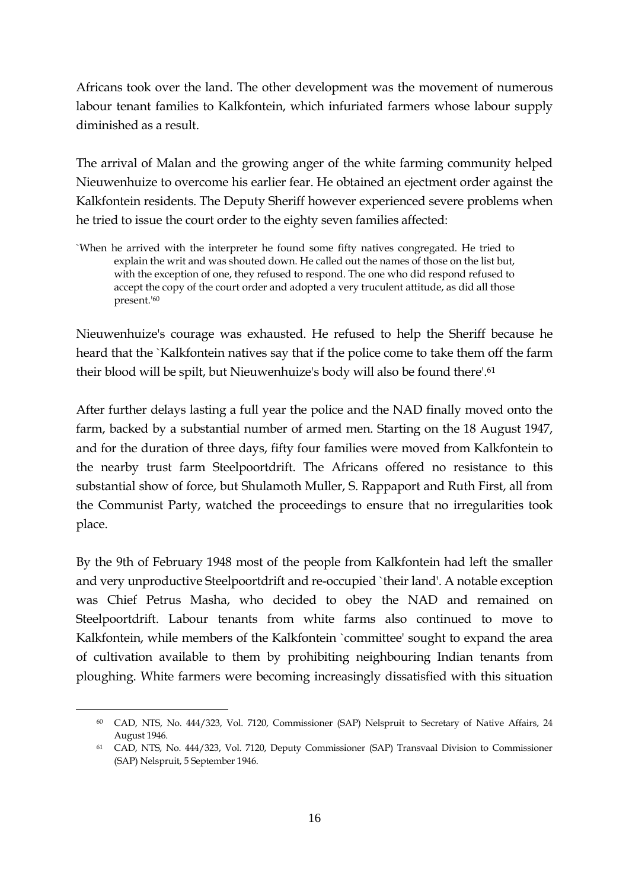Africans took over the land. The other development was the movement of numerous labour tenant families to Kalkfontein, which infuriated farmers whose labour supply diminished as a result.

The arrival of Malan and the growing anger of the white farming community helped Nieuwenhuize to overcome his earlier fear. He obtained an ejectment order against the Kalkfontein residents. The Deputy Sheriff however experienced severe problems when he tried to issue the court order to the eighty seven families affected:

> `When he arrived with the interpreter he found some fifty natives congregated. He tried to explain the writ and was shouted down. He called out the names of those on the list but, with the exception of one, they refused to respond. The one who did respond refused to accept the copy of the court order and adopted a very truculent attitude, as did all those present.'[60]

Nieuwenhuize's courage was exhausted. He refused to help the Sheriff because he heard that the `Kalkfontein natives say that if the police come to take them off the farm their blood will be spilt, but Nieuwenhuize's body will also be found there'.[61]

After further delays lasting a full year the police and the NAD finally moved onto the farm, backed by a substantial number of armed men. Starting on the 18 August 1947, and for the duration of three days, fifty four families were moved from Kalkfontein to the nearby trust farm Steelpoortdrift. The Africans offered no resistance to this substantial show of force, but Shulamoth Muller, S. Rappaport and Ruth First, all from the Communist Party, watched the proceedings to ensure that no irregularities took place.

By the 9th of February 1948 most of the people from Kalkfontein had left the smaller and very unproductive Steelpoortdrift and re-occupied `their land'. A notable exception was Chief Petrus Masha, who decided to obey the NAD and remained on Steelpoortdrift. Labour tenants from white farms also continued to move to Kalkfontein, while members of the Kalkfontein `committee' sought to expand the area of cultivation available to them by prohibiting neighbouring Indian tenants from ploughing. White farmers were becoming increasingly dissatisfied with this situation

---

[60] CAD, NTS, No. 444/323, Vol. 7120, Commissioner (SAP) Nelspruit to Secretary of Native Affairs, 24 August 1946.

[61] CAD, NTS, No. 444/323, Vol. 7120, Deputy Commissioner (SAP) Transvaal Division to Commissioner (SAP) Nelspruit, 5 September 1946.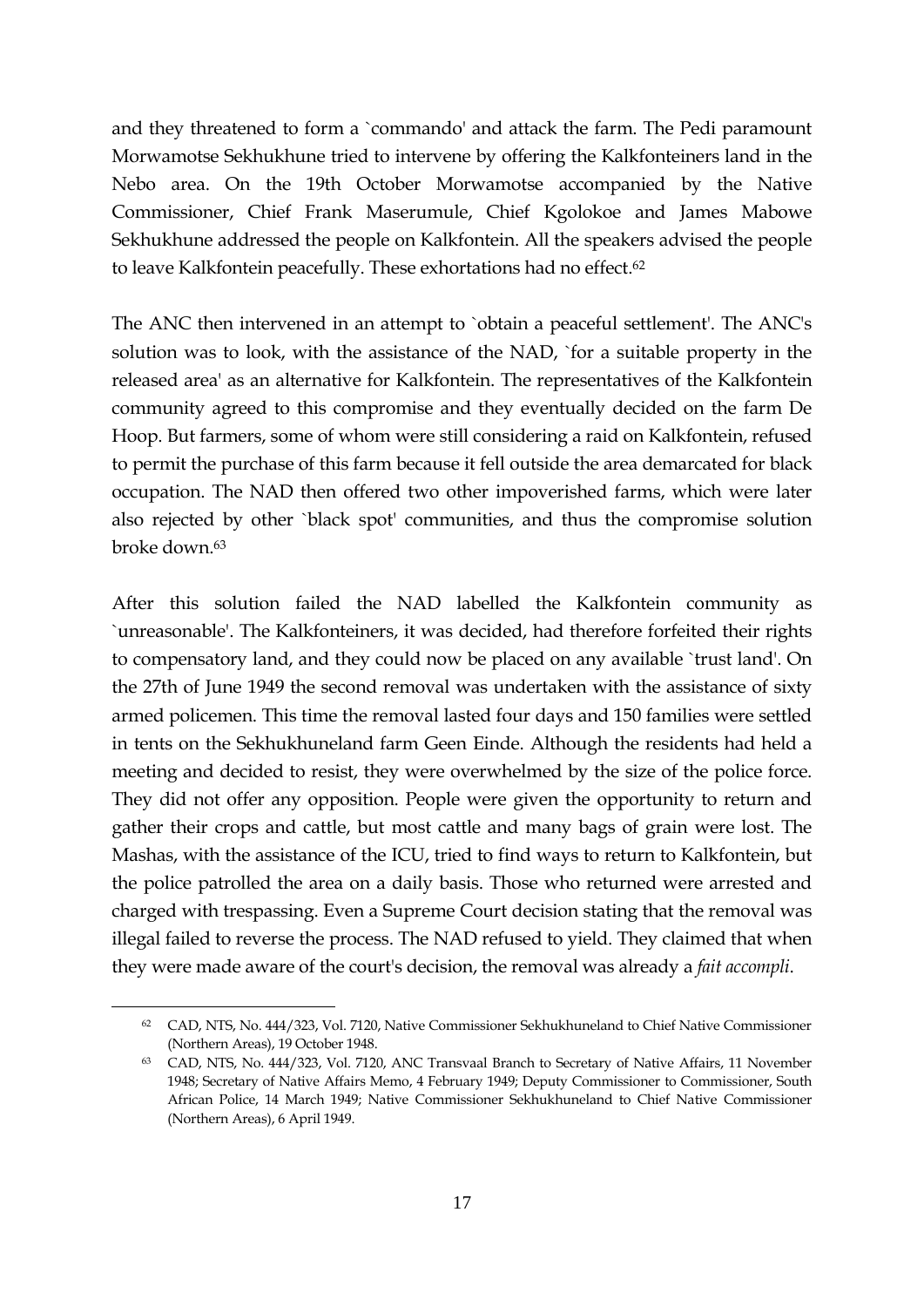and they threatened to form a `commando' and attack the farm. The Pedi paramount Morwamotse Sekhukhune tried to intervene by offering the Kalkfonteiners land in the Nebo area. On the 19th October Morwamotse accompanied by the Native Commissioner, Chief Frank Maserumule, Chief Kgolokoe and James Mabowe Sekhukhune addressed the people on Kalkfontein. All the speakers advised the people to leave Kalkfontein peacefully. These exhortations had no effect.[62]

The ANC then intervened in an attempt to `obtain a peaceful settlement'. The ANC's solution was to look, with the assistance of the NAD, `for a suitable property in the released area' as an alternative for Kalkfontein. The representatives of the Kalkfontein community agreed to this compromise and they eventually decided on the farm De Hoop. But farmers, some of whom were still considering a raid on Kalkfontein, refused to permit the purchase of this farm because it fell outside the area demarcated for black occupation. The NAD then offered two other impoverished farms, which were later also rejected by other `black spot' communities, and thus the compromise solution broke down.[63]

After this solution failed the NAD labelled the Kalkfontein community as `unreasonable'. The Kalkfonteiners, it was decided, had therefore forfeited their rights to compensatory land, and they could now be placed on any available `trust land'. On the 27th of June 1949 the second removal was undertaken with the assistance of sixty armed policemen. This time the removal lasted four days and 150 families were settled in tents on the Sekhukhuneland farm Geen Einde. Although the residents had held a meeting and decided to resist, they were overwhelmed by the size of the police force. They did not offer any opposition. People were given the opportunity to return and gather their crops and cattle, but most cattle and many bags of grain were lost. The Mashas, with the assistance of the ICU, tried to find ways to return to Kalkfontein, but the police patrolled the area on a daily basis. Those who returned were arrested and charged with trespassing. Even a Supreme Court decision stating that the removal was illegal failed to reverse the process. The NAD refused to yield. They claimed that when they were made aware of the court's decision, the removal was already a *fait accompli*.

---

[62] CAD, NTS, No. 444/323, Vol. 7120, Native Commissioner Sekhukhuneland to Chief Native Commissioner (Northern Areas), 19 October 1948.

[63] CAD, NTS, No. 444/323, Vol. 7120, ANC Transvaal Branch to Secretary of Native Affairs, 11 November 1948; Secretary of Native Affairs Memo, 4 February 1949; Deputy Commissioner to Commissioner, South African Police, 14 March 1949; Native Commissioner Sekhukhuneland to Chief Native Commissioner (Northern Areas), 6 April 1949.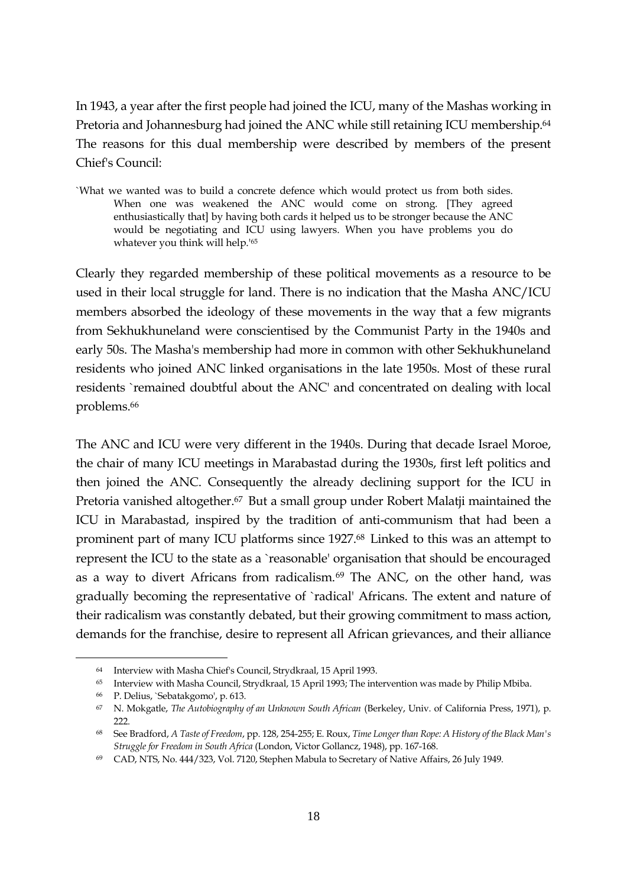In 1943, a year after the first people had joined the ICU, many of the Mashas working in Pretoria and Johannesburg had joined the ANC while still retaining ICU membership.[64] The reasons for this dual membership were described by members of the present Chief's Council:

> `What we wanted was to build a concrete defence which would protect us from both sides. When one was weakened the ANC would come on strong. [They agreed enthusiastically that] by having both cards it helped us to be stronger because the ANC would be negotiating and ICU using lawyers. When you have problems you do whatever you think will help.'[65]

Clearly they regarded membership of these political movements as a resource to be used in their local struggle for land. There is no indication that the Masha ANC/ICU members absorbed the ideology of these movements in the way that a few migrants from Sekhukhuneland were conscientised by the Communist Party in the 1940s and early 50s. The Masha's membership had more in common with other Sekhukhuneland residents who joined ANC linked organisations in the late 1950s. Most of these rural residents `remained doubtful about the ANC' and concentrated on dealing with local problems.[66]

The ANC and ICU were very different in the 1940s. During that decade Israel Moroe, the chair of many ICU meetings in Marabastad during the 1930s, first left politics and then joined the ANC. Consequently the already declining support for the ICU in Pretoria vanished altogether.[67] But a small group under Robert Malatji maintained the ICU in Marabastad, inspired by the tradition of anti-communism that had been a prominent part of many ICU platforms since 1927.[68] Linked to this was an attempt to represent the ICU to the state as a `reasonable' organisation that should be encouraged as a way to divert Africans from radicalism.[69] The ANC, on the other hand, was gradually becoming the representative of `radical' Africans. The extent and nature of their radicalism was constantly debated, but their growing commitment to mass action, demands for the franchise, desire to represent all African grievances, and their alliance

---

[64] Interview with Masha Chief's Council, Strydkraal, 15 April 1993.

[65] Interview with Masha Council, Strydkraal, 15 April 1993; The intervention was made by Philip Mbiba.

[66] P. Delius, `Sebatakgomo', p. 613.

[67] N. Mokgatle, *The Autobiography of an Unknown South African* (Berkeley, Univ. of California Press, 1971), p. 222.

[68] See Bradford, *A Taste of Freedom*, pp. 128, 254-255; E. Roux, *Time Longer than Rope: A History of the Black Man's Struggle for Freedom in South Africa* (London, Victor Gollancz, 1948), pp. 167-168.

[69] CAD, NTS, No. 444/323, Vol. 7120, Stephen Mabula to Secretary of Native Affairs, 26 July 1949.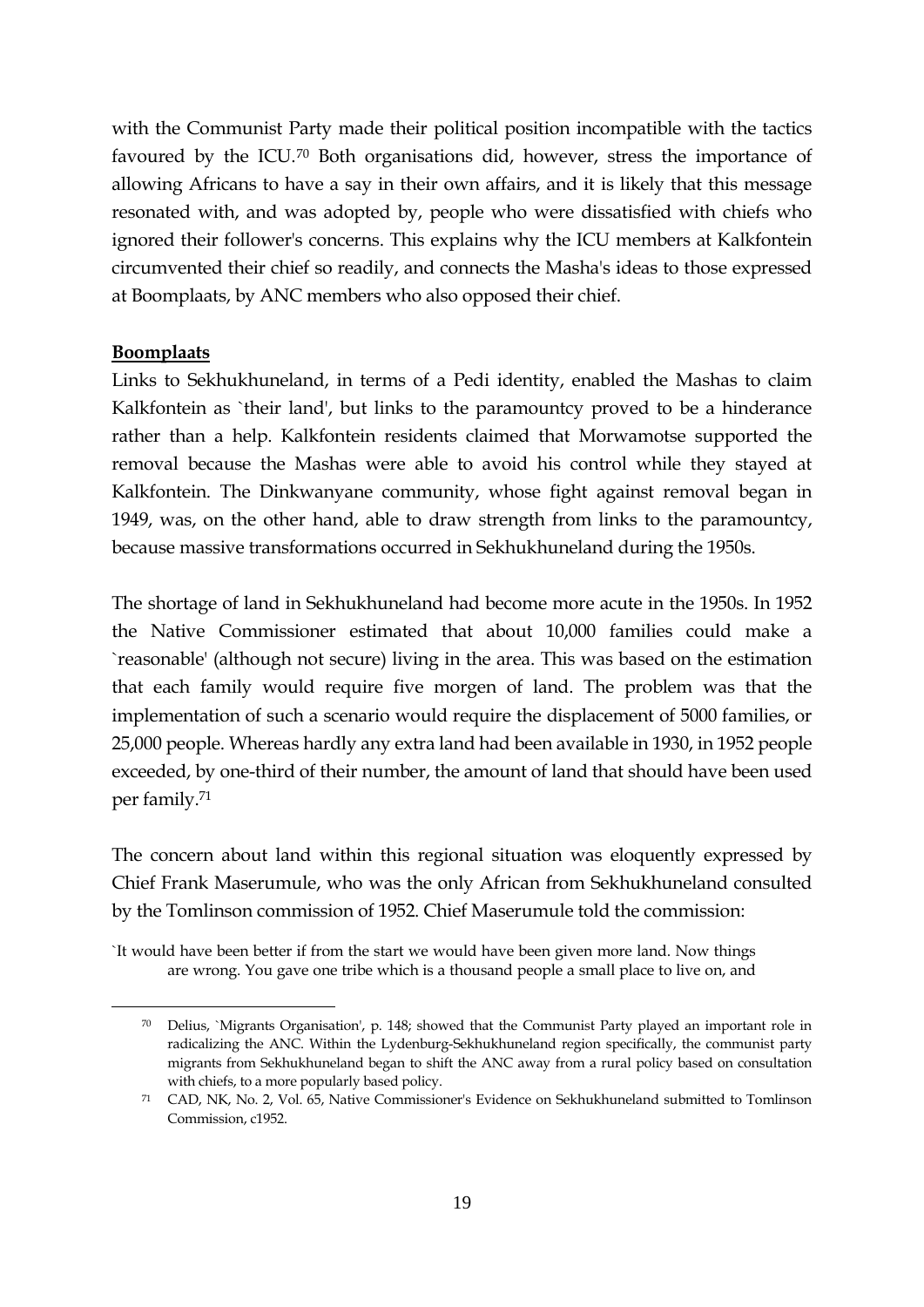with the Communist Party made their political position incompatible with the tactics favoured by the ICU.[70] Both organisations did, however, stress the importance of allowing Africans to have a say in their own affairs, and it is likely that this message resonated with, and was adopted by, people who were dissatisfied with chiefs who ignored their follower's concerns. This explains why the ICU members at Kalkfontein circumvented their chief so readily, and connects the Masha's ideas to those expressed at Boomplaats, by ANC members who also opposed their chief.

**Boomplaats**

Links to Sekhukhuneland, in terms of a Pedi identity, enabled the Mashas to claim Kalkfontein as `their land', but links to the paramountcy proved to be a hinderance rather than a help. Kalkfontein residents claimed that Morwamotse supported the removal because the Mashas were able to avoid his control while they stayed at Kalkfontein. The Dinkwanyane community, whose fight against removal began in 1949, was, on the other hand, able to draw strength from links to the paramountcy, because massive transformations occurred in Sekhukhuneland during the 1950s.

The shortage of land in Sekhukhuneland had become more acute in the 1950s. In 1952 the Native Commissioner estimated that about 10,000 families could make a `reasonable' (although not secure) living in the area. This was based on the estimation that each family would require five morgen of land. The problem was that the implementation of such a scenario would require the displacement of 5000 families, or 25,000 people. Whereas hardly any extra land had been available in 1930, in 1952 people exceeded, by one-third of their number, the amount of land that should have been used per family.[71]

The concern about land within this regional situation was eloquently expressed by Chief Frank Maserumule, who was the only African from Sekhukhuneland consulted by the Tomlinson commission of 1952. Chief Maserumule told the commission:

> `It would have been better if from the start we would have been given more land. Now things are wrong. You gave one tribe which is a thousand people a small place to live on, and

---

[70] Delius, `Migrants Organisation', p. 148; showed that the Communist Party played an important role in radicalizing the ANC. Within the Lydenburg-Sekhukhuneland region specifically, the communist party migrants from Sekhukhuneland began to shift the ANC away from a rural policy based on consultation with chiefs, to a more popularly based policy.

[71] CAD, NK, No. 2, Vol. 65, Native Commissioner's Evidence on Sekhukhuneland submitted to Tomlinson Commission, c1952.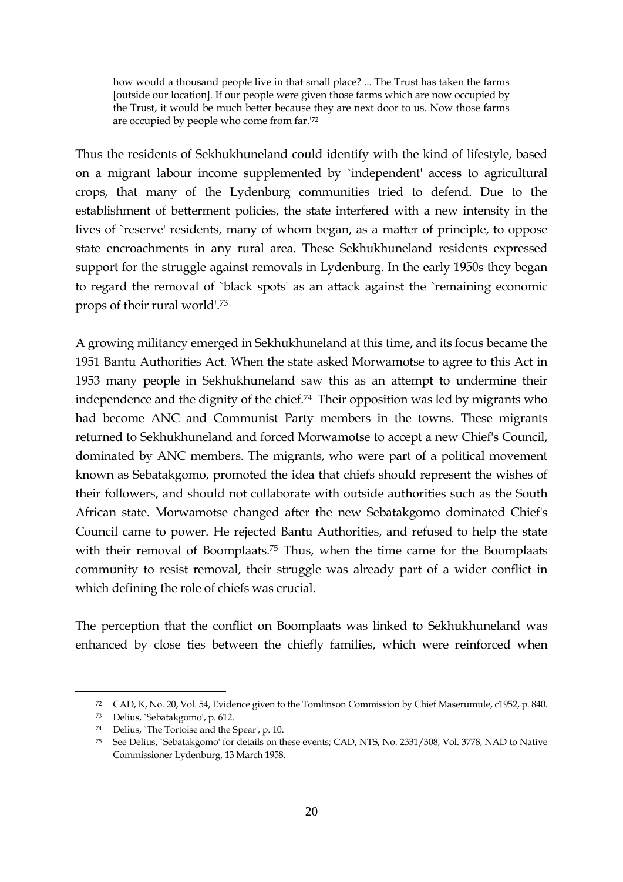> how would a thousand people live in that small place? ... The Trust has taken the farms [outside our location]. If our people were given those farms which are now occupied by the Trust, it would be much better because they are next door to us. Now those farms are occupied by people who come from far.'[72]

Thus the residents of Sekhukhuneland could identify with the kind of lifestyle, based on a migrant labour income supplemented by `independent' access to agricultural crops, that many of the Lydenburg communities tried to defend. Due to the establishment of betterment policies, the state interfered with a new intensity in the lives of `reserve' residents, many of whom began, as a matter of principle, to oppose state encroachments in any rural area. These Sekhukhuneland residents expressed support for the struggle against removals in Lydenburg. In the early 1950s they began to regard the removal of `black spots' as an attack against the `remaining economic props of their rural world'.[73]

A growing militancy emerged in Sekhukhuneland at this time, and its focus became the 1951 Bantu Authorities Act. When the state asked Morwamotse to agree to this Act in 1953 many people in Sekhukhuneland saw this as an attempt to undermine their independence and the dignity of the chief.[74] Their opposition was led by migrants who had become ANC and Communist Party members in the towns. These migrants returned to Sekhukhuneland and forced Morwamotse to accept a new Chief's Council, dominated by ANC members. The migrants, who were part of a political movement known as Sebatakgomo, promoted the idea that chiefs should represent the wishes of their followers, and should not collaborate with outside authorities such as the South African state. Morwamotse changed after the new Sebatakgomo dominated Chief's Council came to power. He rejected Bantu Authorities, and refused to help the state with their removal of Boomplaats.[75] Thus, when the time came for the Boomplaats community to resist removal, their struggle was already part of a wider conflict in which defining the role of chiefs was crucial.

The perception that the conflict on Boomplaats was linked to Sekhukhuneland was enhanced by close ties between the chiefly families, which were reinforced when

---

[72] CAD, K, No. 20, Vol. 54, Evidence given to the Tomlinson Commission by Chief Maserumule, c1952, p. 840.

[73] Delius, `Sebatakgomo', p. 612.

[74] Delius, `The Tortoise and the Spear', p. 10.

[75] See Delius, `Sebatakgomo' for details on these events; CAD, NTS, No. 2331/308, Vol. 3778, NAD to Native Commissioner Lydenburg, 13 March 1958.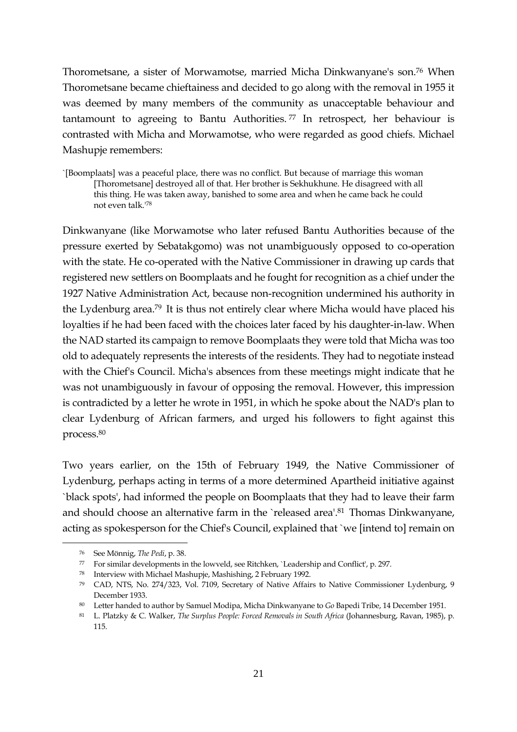Thorometsane, a sister of Morwamotse, married Micha Dinkwanyane's son.[76] When Thorometsane became chieftainess and decided to go along with the removal in 1955 it was deemed by many members of the community as unacceptable behaviour and tantamount to agreeing to Bantu Authorities.[77] In retrospect, her behaviour is contrasted with Micha and Morwamotse, who were regarded as good chiefs. Michael Mashupje remembers:

> `[Boomplaats] was a peaceful place, there was no conflict. But because of marriage this woman [Thorometsane] destroyed all of that. Her brother is Sekhukhune. He disagreed with all this thing. He was taken away, banished to some area and when he came back he could not even talk.'[78]

Dinkwanyane (like Morwamotse who later refused Bantu Authorities because of the pressure exerted by Sebatakgomo) was not unambiguously opposed to co-operation with the state. He co-operated with the Native Commissioner in drawing up cards that registered new settlers on Boomplaats and he fought for recognition as a chief under the 1927 Native Administration Act, because non-recognition undermined his authority in the Lydenburg area.[79] It is thus not entirely clear where Micha would have placed his loyalties if he had been faced with the choices later faced by his daughter-in-law. When the NAD started its campaign to remove Boomplaats they were told that Micha was too old to adequately represents the interests of the residents. They had to negotiate instead with the Chief's Council. Micha's absences from these meetings might indicate that he was not unambiguously in favour of opposing the removal. However, this impression is contradicted by a letter he wrote in 1951, in which he spoke about the NAD's plan to clear Lydenburg of African farmers, and urged his followers to fight against this process.[80]

Two years earlier, on the 15th of February 1949, the Native Commissioner of Lydenburg, perhaps acting in terms of a more determined Apartheid initiative against `black spots', had informed the people on Boomplaats that they had to leave their farm and should choose an alternative farm in the `released area'.[81] Thomas Dinkwanyane, acting as spokesperson for the Chief's Council, explained that `we [intend to] remain on

---

[76] See Mönnig, *The Pedi*, p. 38.

[77] For similar developments in the lowveld, see Ritchken, `Leadership and Conflict', p. 297.

[78] Interview with Michael Mashupje, Mashishing, 2 February 1992.

[79] CAD, NTS, No. 274/323, Vol. 7109, Secretary of Native Affairs to Native Commissioner Lydenburg, 9 December 1933.

[80] Letter handed to author by Samuel Modipa, Micha Dinkwanyane to *Go* Bapedi Tribe, 14 December 1951.

[81] L. Platzky & C. Walker, *The Surplus People: Forced Removals in South Africa* (Johannesburg, Ravan, 1985), p. 115.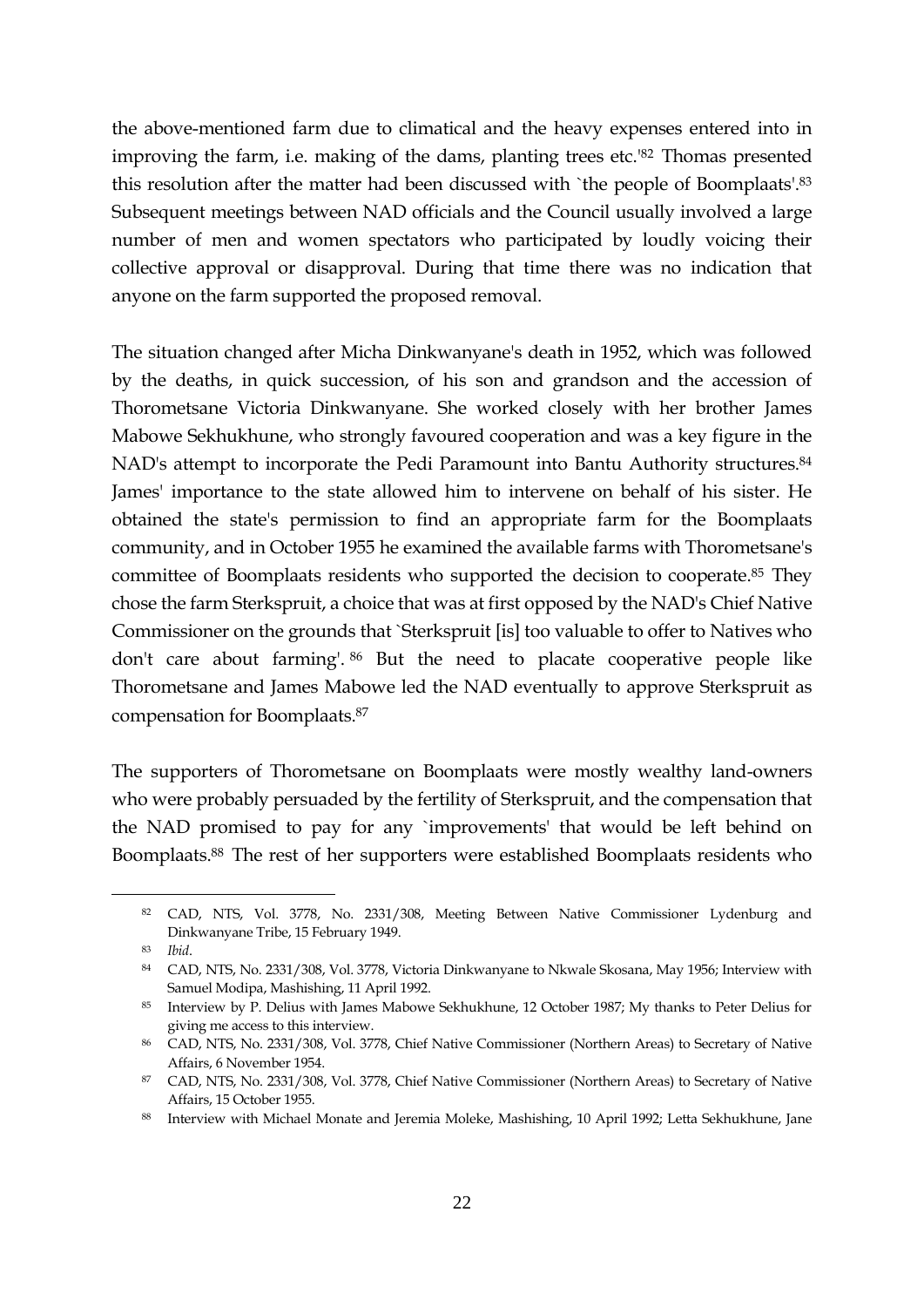the above-mentioned farm due to climatical and the heavy expenses entered into in improving the farm, i.e. making of the dams, planting trees etc.'[82] Thomas presented this resolution after the matter had been discussed with `the people of Boomplaats'.[83] Subsequent meetings between NAD officials and the Council usually involved a large number of men and women spectators who participated by loudly voicing their collective approval or disapproval. During that time there was no indication that anyone on the farm supported the proposed removal.

The situation changed after Micha Dinkwanyane's death in 1952, which was followed by the deaths, in quick succession, of his son and grandson and the accession of Thorometsane Victoria Dinkwanyane. She worked closely with her brother James Mabowe Sekhukhune, who strongly favoured cooperation and was a key figure in the NAD's attempt to incorporate the Pedi Paramount into Bantu Authority structures.[84] James' importance to the state allowed him to intervene on behalf of his sister. He obtained the state's permission to find an appropriate farm for the Boomplaats community, and in October 1955 he examined the available farms with Thorometsane's committee of Boomplaats residents who supported the decision to cooperate.[85] They chose the farm Sterkspruit, a choice that was at first opposed by the NAD's Chief Native Commissioner on the grounds that `Sterkspruit [is] too valuable to offer to Natives who don't care about farming'.[86] But the need to placate cooperative people like Thorometsane and James Mabowe led the NAD eventually to approve Sterkspruit as compensation for Boomplaats.[87]

The supporters of Thorometsane on Boomplaats were mostly wealthy land-owners who were probably persuaded by the fertility of Sterkspruit, and the compensation that the NAD promised to pay for any `improvements' that would be left behind on Boomplaats.[88] The rest of her supporters were established Boomplaats residents who

---

[82] CAD, NTS, Vol. 3778, No. 2331/308, Meeting Between Native Commissioner Lydenburg and Dinkwanyane Tribe, 15 February 1949.

[83] *Ibid*.

[84] CAD, NTS, No. 2331/308, Vol. 3778, Victoria Dinkwanyane to Nkwale Skosana, May 1956; Interview with Samuel Modipa, Mashishing, 11 April 1992.

[85] Interview by P. Delius with James Mabowe Sekhukhune, 12 October 1987; My thanks to Peter Delius for giving me access to this interview.

[86] CAD, NTS, No. 2331/308, Vol. 3778, Chief Native Commissioner (Northern Areas) to Secretary of Native Affairs, 6 November 1954.

[87] CAD, NTS, No. 2331/308, Vol. 3778, Chief Native Commissioner (Northern Areas) to Secretary of Native Affairs, 15 October 1955.

[88] Interview with Michael Monate and Jeremia Moleke, Mashishing, 10 April 1992; Letta Sekhukhune, Jane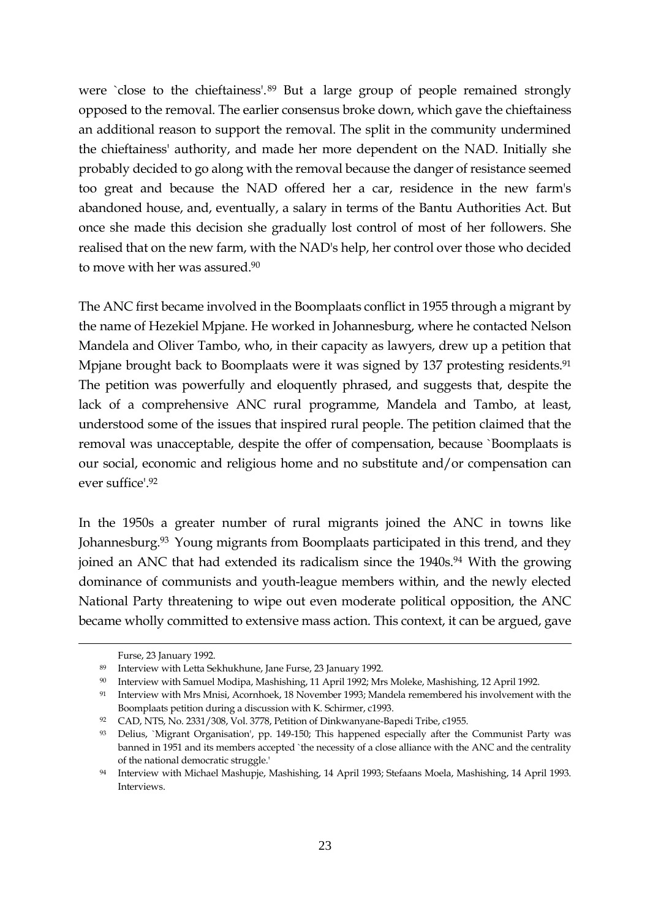were `close to the chieftainess'.[89] But a large group of people remained strongly opposed to the removal. The earlier consensus broke down, which gave the chieftainess an additional reason to support the removal. The split in the community undermined the chieftainess' authority, and made her more dependent on the NAD. Initially she probably decided to go along with the removal because the danger of resistance seemed too great and because the NAD offered her a car, residence in the new farm's abandoned house, and, eventually, a salary in terms of the Bantu Authorities Act. But once she made this decision she gradually lost control of most of her followers. She realised that on the new farm, with the NAD's help, her control over those who decided to move with her was assured.[90]

The ANC first became involved in the Boomplaats conflict in 1955 through a migrant by the name of Hezekiel Mpjane. He worked in Johannesburg, where he contacted Nelson Mandela and Oliver Tambo, who, in their capacity as lawyers, drew up a petition that Mpjane brought back to Boomplaats were it was signed by 137 protesting residents.[91] The petition was powerfully and eloquently phrased, and suggests that, despite the lack of a comprehensive ANC rural programme, Mandela and Tambo, at least, understood some of the issues that inspired rural people. The petition claimed that the removal was unacceptable, despite the offer of compensation, because `Boomplaats is our social, economic and religious home and no substitute and/or compensation can ever suffice'.[92]

In the 1950s a greater number of rural migrants joined the ANC in towns like Johannesburg.[93] Young migrants from Boomplaats participated in this trend, and they joined an ANC that had extended its radicalism since the 1940s.[94] With the growing dominance of communists and youth-league members within, and the newly elected National Party threatening to wipe out even moderate political opposition, the ANC became wholly committed to extensive mass action. This context, it can be argued, gave

---

Furse, 23 January 1992.

[89] Interview with Letta Sekhukhune, Jane Furse, 23 January 1992.

[90] Interview with Samuel Modipa, Mashishing, 11 April 1992; Mrs Moleke, Mashishing, 12 April 1992.

[91] Interview with Mrs Mnisi, Acornhoek, 18 November 1993; Mandela remembered his involvement with the Boomplaats petition during a discussion with K. Schirmer, c1993.

[92] CAD, NTS, No. 2331/308, Vol. 3778, Petition of Dinkwanyane-Bapedi Tribe, c1955.

[93] Delius, `Migrant Organisation', pp. 149-150; This happened especially after the Communist Party was banned in 1951 and its members accepted `the necessity of a close alliance with the ANC and the centrality of the national democratic struggle.'

[94] Interview with Michael Mashupje, Mashishing, 14 April 1993; Stefaans Moela, Mashishing, 14 April 1993. Interviews.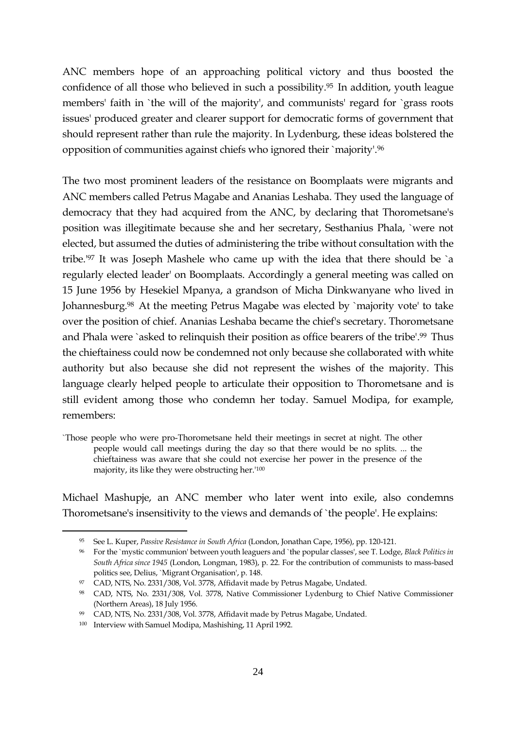ANC members hope of an approaching political victory and thus boosted the confidence of all those who believed in such a possibility.[95] In addition, youth league members' faith in `the will of the majority', and communists' regard for `grass roots issues' produced greater and clearer support for democratic forms of government that should represent rather than rule the majority. In Lydenburg, these ideas bolstered the opposition of communities against chiefs who ignored their `majority'.[96]

The two most prominent leaders of the resistance on Boomplaats were migrants and ANC members called Petrus Magabe and Ananias Leshaba. They used the language of democracy that they had acquired from the ANC, by declaring that Thorometsane's position was illegitimate because she and her secretary, Sesthanius Phala, `were not elected, but assumed the duties of administering the tribe without consultation with the tribe.'[97] It was Joseph Mashele who came up with the idea that there should be `a regularly elected leader' on Boomplaats. Accordingly a general meeting was called on 15 June 1956 by Hesekiel Mpanya, a grandson of Micha Dinkwanyane who lived in Johannesburg.[98] At the meeting Petrus Magabe was elected by `majority vote' to take over the position of chief. Ananias Leshaba became the chief's secretary. Thorometsane and Phala were `asked to relinquish their position as office bearers of the tribe'.[99] Thus the chieftainess could now be condemned not only because she collaborated with white authority but also because she did not represent the wishes of the majority. This language clearly helped people to articulate their opposition to Thorometsane and is still evident among those who condemn her today. Samuel Modipa, for example, remembers:

> `Those people who were pro-Thorometsane held their meetings in secret at night. The other people would call meetings during the day so that there would be no splits. ... the chieftainess was aware that she could not exercise her power in the presence of the majority, its like they were obstructing her.'[100]

Michael Mashupje, an ANC member who later went into exile, also condemns Thorometsane's insensitivity to the views and demands of `the people'. He explains:

---

[95] See L. Kuper, *Passive Resistance in South Africa* (London, Jonathan Cape, 1956), pp. 120-121.

[96] For the `mystic communion' between youth leaguers and `the popular classes', see T. Lodge, *Black Politics in South Africa since 1945* (London, Longman, 1983), p. 22. For the contribution of communists to mass-based politics see, Delius, `Migrant Organisation', p. 148.

[97] CAD, NTS, No. 2331/308, Vol. 3778, Affidavit made by Petrus Magabe, Undated.

[98] CAD, NTS, No. 2331/308, Vol. 3778, Native Commissioner Lydenburg to Chief Native Commissioner (Northern Areas), 18 July 1956.

[99] CAD, NTS, No. 2331/308, Vol. 3778, Affidavit made by Petrus Magabe, Undated.

[100] Interview with Samuel Modipa, Mashishing, 11 April 1992.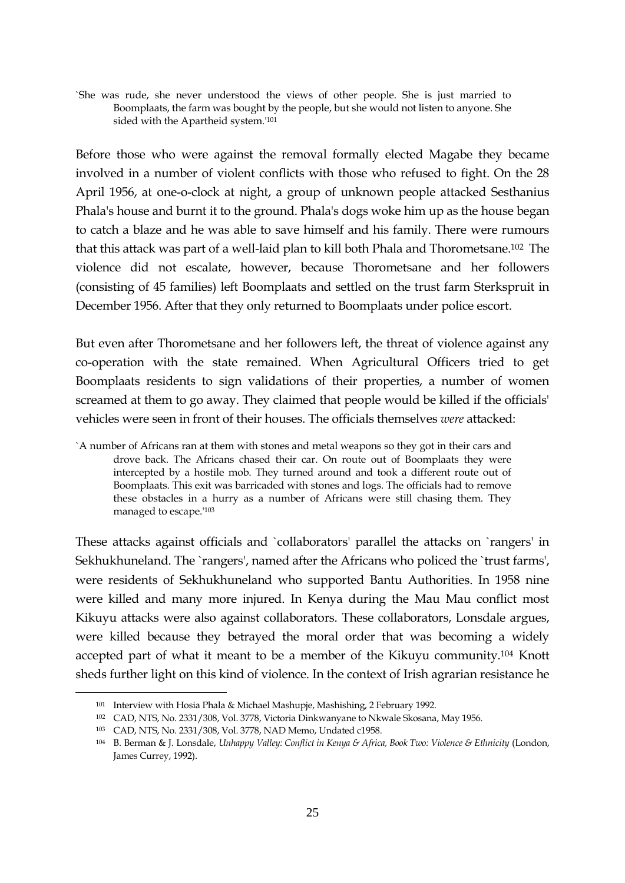> `She was rude, she never understood the views of other people. She is just married to Boomplaats, the farm was bought by the people, but she would not listen to anyone. She sided with the Apartheid system.'[101]

Before those who were against the removal formally elected Magabe they became involved in a number of violent conflicts with those who refused to fight. On the 28 April 1956, at one-o-clock at night, a group of unknown people attacked Sesthanius Phala's house and burnt it to the ground. Phala's dogs woke him up as the house began to catch a blaze and he was able to save himself and his family. There were rumours that this attack was part of a well-laid plan to kill both Phala and Thorometsane.[102] The violence did not escalate, however, because Thorometsane and her followers (consisting of 45 families) left Boomplaats and settled on the trust farm Sterkspruit in December 1956. After that they only returned to Boomplaats under police escort.

But even after Thorometsane and her followers left, the threat of violence against any co-operation with the state remained. When Agricultural Officers tried to get Boomplaats residents to sign validations of their properties, a number of women screamed at them to go away. They claimed that people would be killed if the officials' vehicles were seen in front of their houses. The officials themselves *were* attacked:

> `A number of Africans ran at them with stones and metal weapons so they got in their cars and drove back. The Africans chased their car. On route out of Boomplaats they were intercepted by a hostile mob. They turned around and took a different route out of Boomplaats. This exit was barricaded with stones and logs. The officials had to remove these obstacles in a hurry as a number of Africans were still chasing them. They managed to escape.'[103]

These attacks against officials and `collaborators' parallel the attacks on `rangers' in Sekhukhuneland. The `rangers', named after the Africans who policed the `trust farms', were residents of Sekhukhuneland who supported Bantu Authorities. In 1958 nine were killed and many more injured. In Kenya during the Mau Mau conflict most Kikuyu attacks were also against collaborators. These collaborators, Lonsdale argues, were killed because they betrayed the moral order that was becoming a widely accepted part of what it meant to be a member of the Kikuyu community.[104] Knott sheds further light on this kind of violence. In the context of Irish agrarian resistance he

---

[101] Interview with Hosia Phala & Michael Mashupje, Mashishing, 2 February 1992.

[102] CAD, NTS, No. 2331/308, Vol. 3778, Victoria Dinkwanyane to Nkwale Skosana, May 1956.

[103] CAD, NTS, No. 2331/308, Vol. 3778, NAD Memo, Undated c1958.

[104] B. Berman & J. Lonsdale, *Unhappy Valley: Conflict in Kenya & Africa, Book Two: Violence & Ethnicity* (London, James Currey, 1992).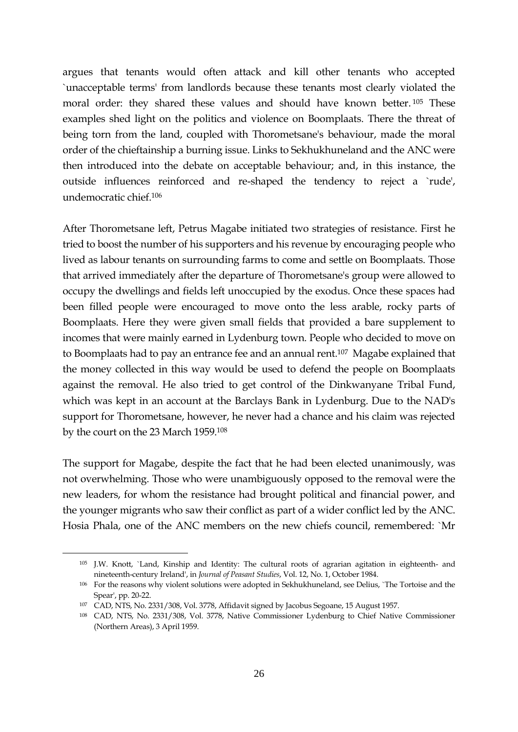argues that tenants would often attack and kill other tenants who accepted `unacceptable terms' from landlords because these tenants most clearly violated the moral order: they shared these values and should have known better.[105] These examples shed light on the politics and violence on Boomplaats. There the threat of being torn from the land, coupled with Thorometsane's behaviour, made the moral order of the chieftainship a burning issue. Links to Sekhukhuneland and the ANC were then introduced into the debate on acceptable behaviour; and, in this instance, the outside influences reinforced and re-shaped the tendency to reject a `rude', undemocratic chief.[106]

After Thorometsane left, Petrus Magabe initiated two strategies of resistance. First he tried to boost the number of his supporters and his revenue by encouraging people who lived as labour tenants on surrounding farms to come and settle on Boomplaats. Those that arrived immediately after the departure of Thorometsane's group were allowed to occupy the dwellings and fields left unoccupied by the exodus. Once these spaces had been filled people were encouraged to move onto the less arable, rocky parts of Boomplaats. Here they were given small fields that provided a bare supplement to incomes that were mainly earned in Lydenburg town. People who decided to move on to Boomplaats had to pay an entrance fee and an annual rent.[107] Magabe explained that the money collected in this way would be used to defend the people on Boomplaats against the removal. He also tried to get control of the Dinkwanyane Tribal Fund, which was kept in an account at the Barclays Bank in Lydenburg. Due to the NAD's support for Thorometsane, however, he never had a chance and his claim was rejected by the court on the 23 March 1959.[108]

The support for Magabe, despite the fact that he had been elected unanimously, was not overwhelming. Those who were unambiguously opposed to the removal were the new leaders, for whom the resistance had brought political and financial power, and the younger migrants who saw their conflict as part of a wider conflict led by the ANC. Hosia Phala, one of the ANC members on the new chiefs council, remembered: `Mr

---

[105] J.W. Knott, `Land, Kinship and Identity: The cultural roots of agrarian agitation in eighteenth- and nineteenth-century Ireland', in *Journal of Peasant Studies*, Vol. 12, No. 1, October 1984.

[106] For the reasons why violent solutions were adopted in Sekhukhuneland, see Delius, `The Tortoise and the Spear', pp. 20-22.

[107] CAD, NTS, No. 2331/308, Vol. 3778, Affidavit signed by Jacobus Segoane, 15 August 1957.

[108] CAD, NTS, No. 2331/308, Vol. 3778, Native Commissioner Lydenburg to Chief Native Commissioner (Northern Areas), 3 April 1959.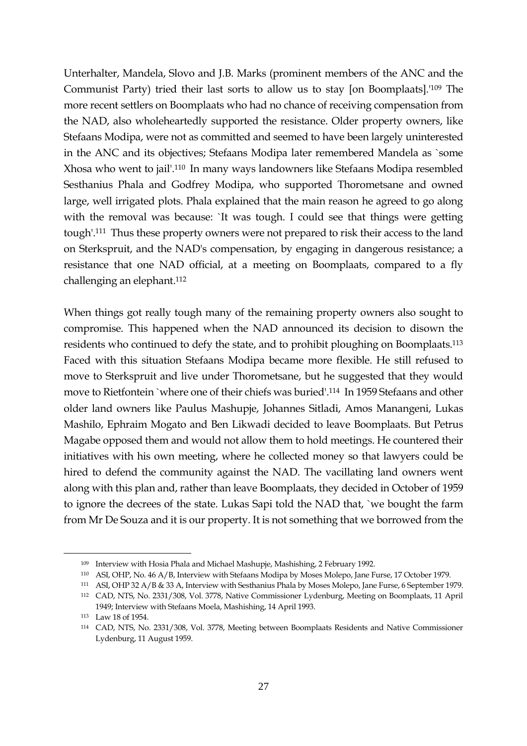Unterhalter, Mandela, Slovo and J.B. Marks (prominent members of the ANC and the Communist Party) tried their last sorts to allow us to stay [on Boomplaats].'[109] The more recent settlers on Boomplaats who had no chance of receiving compensation from the NAD, also wholeheartedly supported the resistance. Older property owners, like Stefaans Modipa, were not as committed and seemed to have been largely uninterested in the ANC and its objectives; Stefaans Modipa later remembered Mandela as `some Xhosa who went to jail'.[110] In many ways landowners like Stefaans Modipa resembled Sesthanius Phala and Godfrey Modipa, who supported Thorometsane and owned large, well irrigated plots. Phala explained that the main reason he agreed to go along with the removal was because: `It was tough. I could see that things were getting tough'.[111] Thus these property owners were not prepared to risk their access to the land on Sterkspruit, and the NAD's compensation, by engaging in dangerous resistance; a resistance that one NAD official, at a meeting on Boomplaats, compared to a fly challenging an elephant.[112]

When things got really tough many of the remaining property owners also sought to compromise. This happened when the NAD announced its decision to disown the residents who continued to defy the state, and to prohibit ploughing on Boomplaats.[113] Faced with this situation Stefaans Modipa became more flexible. He still refused to move to Sterkspruit and live under Thorometsane, but he suggested that they would move to Rietfontein `where one of their chiefs was buried'.[114] In 1959 Stefaans and other older land owners like Paulus Mashupje, Johannes Sitladi, Amos Manangeni, Lukas Mashilo, Ephraim Mogato and Ben Likwadi decided to leave Boomplaats. But Petrus Magabe opposed them and would not allow them to hold meetings. He countered their initiatives with his own meeting, where he collected money so that lawyers could be hired to defend the community against the NAD. The vacillating land owners went along with this plan and, rather than leave Boomplaats, they decided in October of 1959 to ignore the decrees of the state. Lukas Sapi told the NAD that, `we bought the farm from Mr De Souza and it is our property. It is not something that we borrowed from the

---

109 Interview with Hosia Phala and Michael Mashupje, Mashishing, 2 February 1992.

110 ASI, OHP, No. 46 A/B, Interview with Stefaans Modipa by Moses Molepo, Jane Furse, 17 October 1979.

111 ASI, OHP 32 A/B & 33 A, Interview with Sesthanius Phala by Moses Molepo, Jane Furse, 6 September 1979.

112 CAD, NTS, No. 2331/308, Vol. 3778, Native Commissioner Lydenburg, Meeting on Boomplaats, 11 April 1949; Interview with Stefaans Moela, Mashishing, 14 April 1993.

113 Law 18 of 1954.

114 CAD, NTS, No. 2331/308, Vol. 3778, Meeting between Boomplaats Residents and Native Commissioner Lydenburg, 11 August 1959.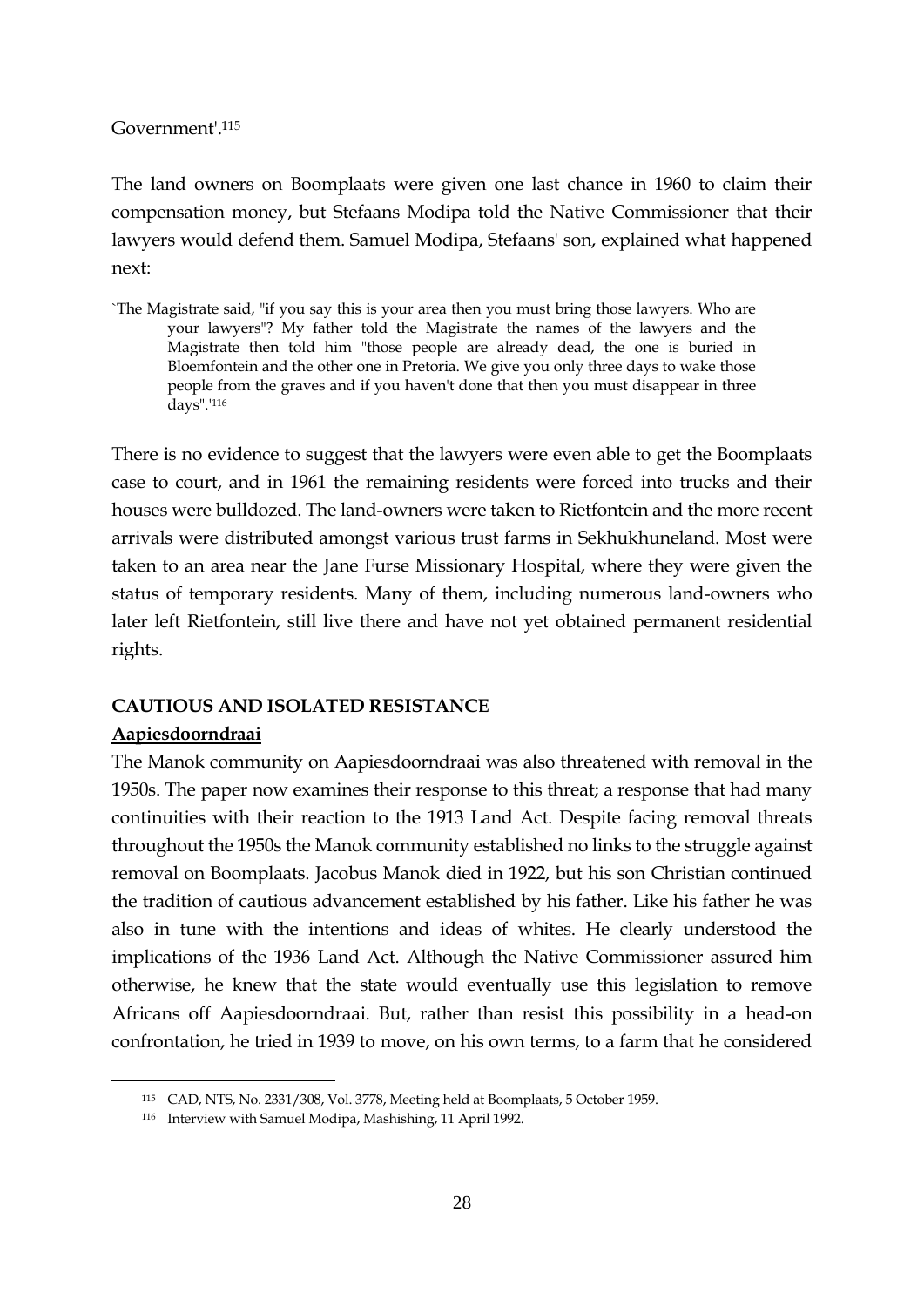Government'.[115]

The land owners on Boomplaats were given one last chance in 1960 to claim their compensation money, but Stefaans Modipa told the Native Commissioner that their lawyers would defend them. Samuel Modipa, Stefaans' son, explained what happened next:

> `The Magistrate said, "if you say this is your area then you must bring those lawyers. Who are your lawyers"? My father told the Magistrate the names of the lawyers and the Magistrate then told him "those people are already dead, the one is buried in Bloemfontein and the other one in Pretoria. We give you only three days to wake those people from the graves and if you haven't done that then you must disappear in three days".'[116]

There is no evidence to suggest that the lawyers were even able to get the Boomplaats case to court, and in 1961 the remaining residents were forced into trucks and their houses were bulldozed. The land-owners were taken to Rietfontein and the more recent arrivals were distributed amongst various trust farms in Sekhukhuneland. Most were taken to an area near the Jane Furse Missionary Hospital, where they were given the status of temporary residents. Many of them, including numerous land-owners who later left Rietfontein, still live there and have not yet obtained permanent residential rights.

## CAUTIOUS AND ISOLATED RESISTANCE

### Aapiesdoorndraai

The Manok community on Aapiesdoorndraai was also threatened with removal in the 1950s. The paper now examines their response to this threat; a response that had many continuities with their reaction to the 1913 Land Act. Despite facing removal threats throughout the 1950s the Manok community established no links to the struggle against removal on Boomplaats. Jacobus Manok died in 1922, but his son Christian continued the tradition of cautious advancement established by his father. Like his father he was also in tune with the intentions and ideas of whites. He clearly understood the implications of the 1936 Land Act. Although the Native Commissioner assured him otherwise, he knew that the state would eventually use this legislation to remove Africans off Aapiesdoorndraai. But, rather than resist this possibility in a head-on confrontation, he tried in 1939 to move, on his own terms, to a farm that he considered

---

[115] CAD, NTS, No. 2331/308, Vol. 3778, Meeting held at Boomplaats, 5 October 1959.

[116] Interview with Samuel Modipa, Mashishing, 11 April 1992.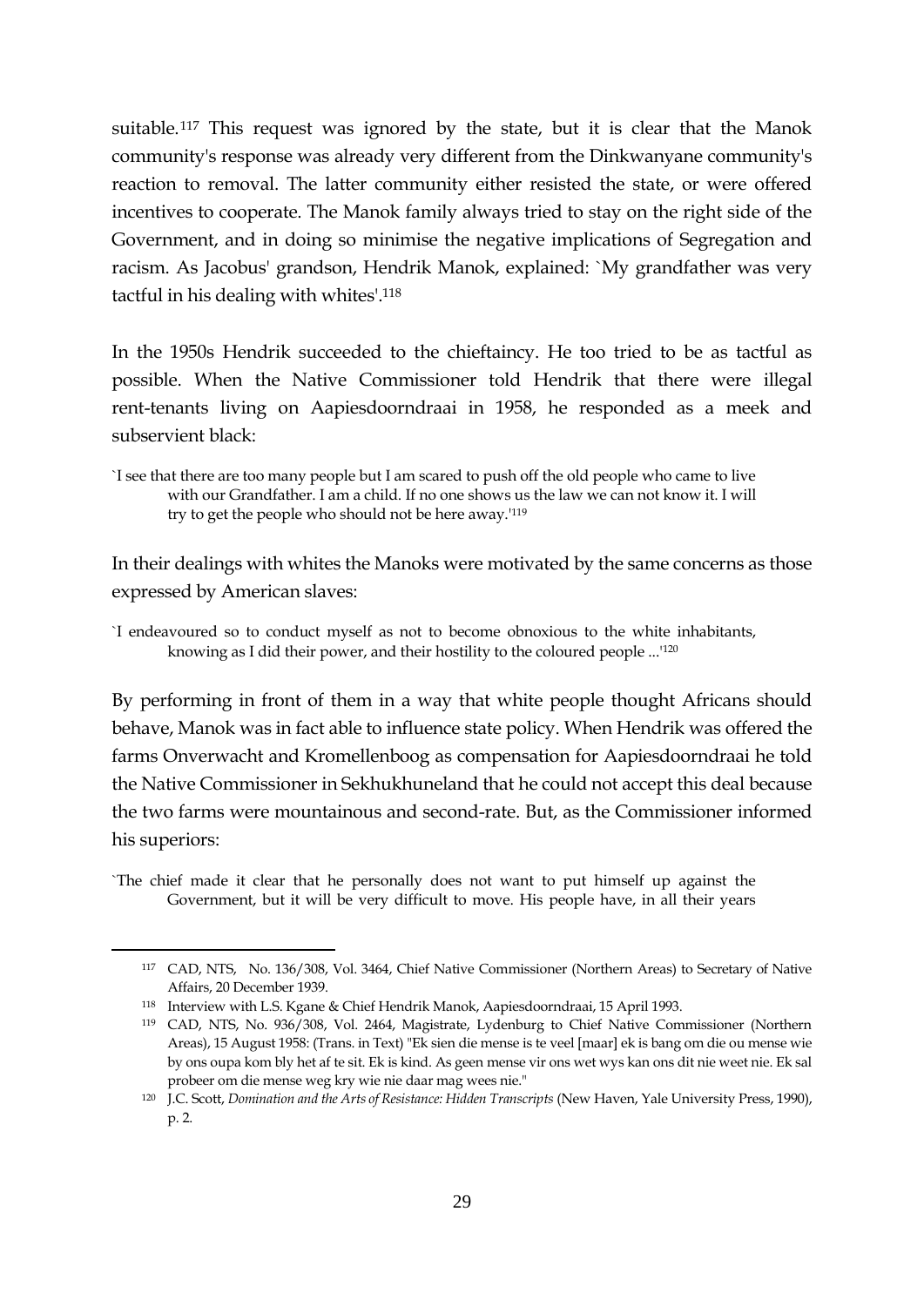suitable.[117] This request was ignored by the state, but it is clear that the Manok community's response was already very different from the Dinkwanyane community's reaction to removal. The latter community either resisted the state, or were offered incentives to cooperate. The Manok family always tried to stay on the right side of the Government, and in doing so minimise the negative implications of Segregation and racism. As Jacobus' grandson, Hendrik Manok, explained: `My grandfather was very tactful in his dealing with whites'.[118]

In the 1950s Hendrik succeeded to the chieftaincy. He too tried to be as tactful as possible. When the Native Commissioner told Hendrik that there were illegal rent-tenants living on Aapiesdoorndraai in 1958, he responded as a meek and subservient black:

> `I see that there are too many people but I am scared to push off the old people who came to live with our Grandfather. I am a child. If no one shows us the law we can not know it. I will try to get the people who should not be here away.'[119]

In their dealings with whites the Manoks were motivated by the same concerns as those expressed by American slaves:

> `I endeavoured so to conduct myself as not to become obnoxious to the white inhabitants, knowing as I did their power, and their hostility to the coloured people ...'[120]

By performing in front of them in a way that white people thought Africans should behave, Manok was in fact able to influence state policy. When Hendrik was offered the farms Onverwacht and Kromellenboog as compensation for Aapiesdoorndraai he told the Native Commissioner in Sekhukhuneland that he could not accept this deal because the two farms were mountainous and second-rate. But, as the Commissioner informed his superiors:

> `The chief made it clear that he personally does not want to put himself up against the Government, but it will be very difficult to move. His people have, in all their years

---

[117] CAD, NTS, No. 136/308, Vol. 3464, Chief Native Commissioner (Northern Areas) to Secretary of Native Affairs, 20 December 1939.

[118] Interview with L.S. Kgane & Chief Hendrik Manok, Aapiesdoorndraai, 15 April 1993.

[119] CAD, NTS, No. 936/308, Vol. 2464, Magistrate, Lydenburg to Chief Native Commissioner (Northern Areas), 15 August 1958: (Trans. in Text) "Ek sien die mense is te veel [maar] ek is bang om die ou mense wie by ons oupa kom bly het af te sit. Ek is kind. As geen mense vir ons wet wys kan ons dit nie weet nie. Ek sal probeer om die mense weg kry wie nie daar mag wees nie."

[120] J.C. Scott, *Domination and the Arts of Resistance: Hidden Transcripts* (New Haven, Yale University Press, 1990), p. 2.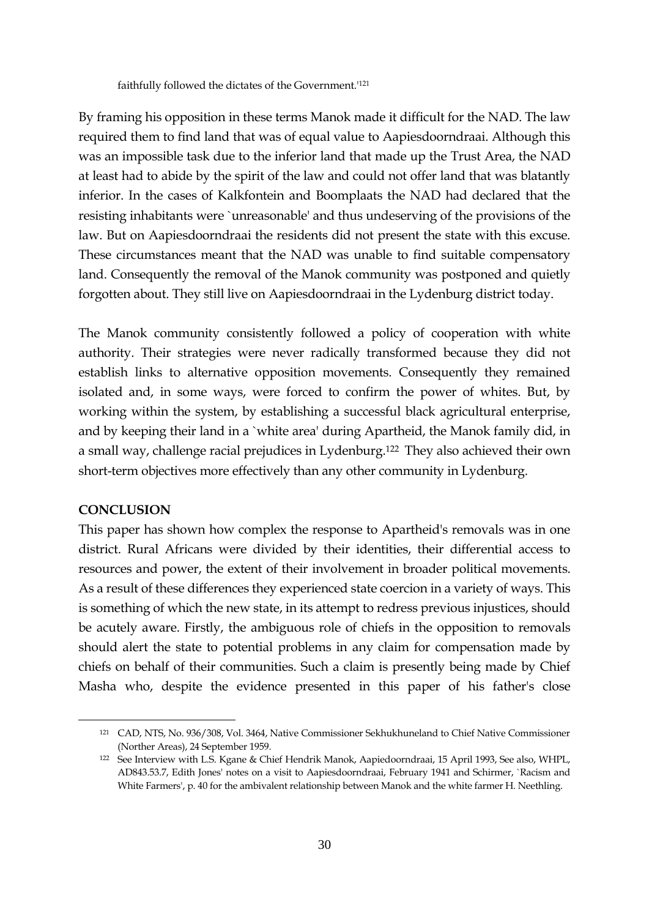faithfully followed the dictates of the Government.'[121]

By framing his opposition in these terms Manok made it difficult for the NAD. The law required them to find land that was of equal value to Aapiesdoorndraai. Although this was an impossible task due to the inferior land that made up the Trust Area, the NAD at least had to abide by the spirit of the law and could not offer land that was blatantly inferior. In the cases of Kalkfontein and Boomplaats the NAD had declared that the resisting inhabitants were `unreasonable' and thus undeserving of the provisions of the law. But on Aapiesdoorndraai the residents did not present the state with this excuse. These circumstances meant that the NAD was unable to find suitable compensatory land. Consequently the removal of the Manok community was postponed and quietly forgotten about. They still live on Aapiesdoorndraai in the Lydenburg district today.

The Manok community consistently followed a policy of cooperation with white authority. Their strategies were never radically transformed because they did not establish links to alternative opposition movements. Consequently they remained isolated and, in some ways, were forced to confirm the power of whites. But, by working within the system, by establishing a successful black agricultural enterprise, and by keeping their land in a `white area' during Apartheid, the Manok family did, in a small way, challenge racial prejudices in Lydenburg.[122] They also achieved their own short-term objectives more effectively than any other community in Lydenburg.

**CONCLUSION**

This paper has shown how complex the response to Apartheid's removals was in one district. Rural Africans were divided by their identities, their differential access to resources and power, the extent of their involvement in broader political movements. As a result of these differences they experienced state coercion in a variety of ways. This is something of which the new state, in its attempt to redress previous injustices, should be acutely aware. Firstly, the ambiguous role of chiefs in the opposition to removals should alert the state to potential problems in any claim for compensation made by chiefs on behalf of their communities. Such a claim is presently being made by Chief Masha who, despite the evidence presented in this paper of his father's close

---

[121] CAD, NTS, No. 936/308, Vol. 3464, Native Commissioner Sekhukhuneland to Chief Native Commissioner (Norther Areas), 24 September 1959.

[122] See Interview with L.S. Kgane & Chief Hendrik Manok, Aapiedoorndraai, 15 April 1993, See also, WHPL, AD843.53.7, Edith Jones' notes on a visit to Aapiesdoorndraai, February 1941 and Schirmer, `Racism and White Farmers', p. 40 for the ambivalent relationship between Manok and the white farmer H. Neethling.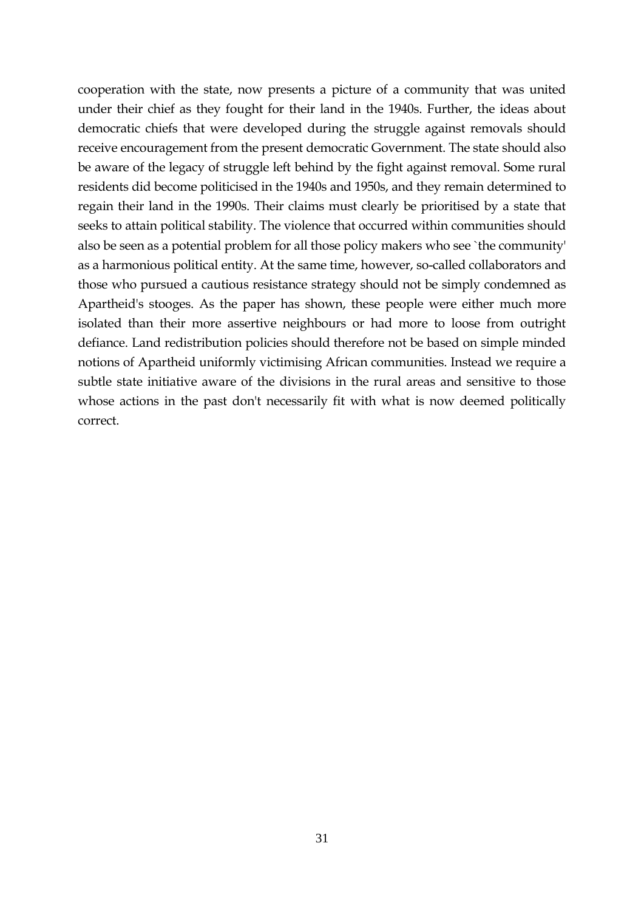cooperation with the state, now presents a picture of a community that was united under their chief as they fought for their land in the 1940s. Further, the ideas about democratic chiefs that were developed during the struggle against removals should receive encouragement from the present democratic Government. The state should also be aware of the legacy of struggle left behind by the fight against removal. Some rural residents did become politicised in the 1940s and 1950s, and they remain determined to regain their land in the 1990s. Their claims must clearly be prioritised by a state that seeks to attain political stability. The violence that occurred within communities should also be seen as a potential problem for all those policy makers who see `the community' as a harmonious political entity. At the same time, however, so-called collaborators and those who pursued a cautious resistance strategy should not be simply condemned as Apartheid's stooges. As the paper has shown, these people were either much more isolated than their more assertive neighbours or had more to loose from outright defiance. Land redistribution policies should therefore not be based on simple minded notions of Apartheid uniformly victimising African communities. Instead we require a subtle state initiative aware of the divisions in the rural areas and sensitive to those whose actions in the past don't necessarily fit with what is now deemed politically correct.